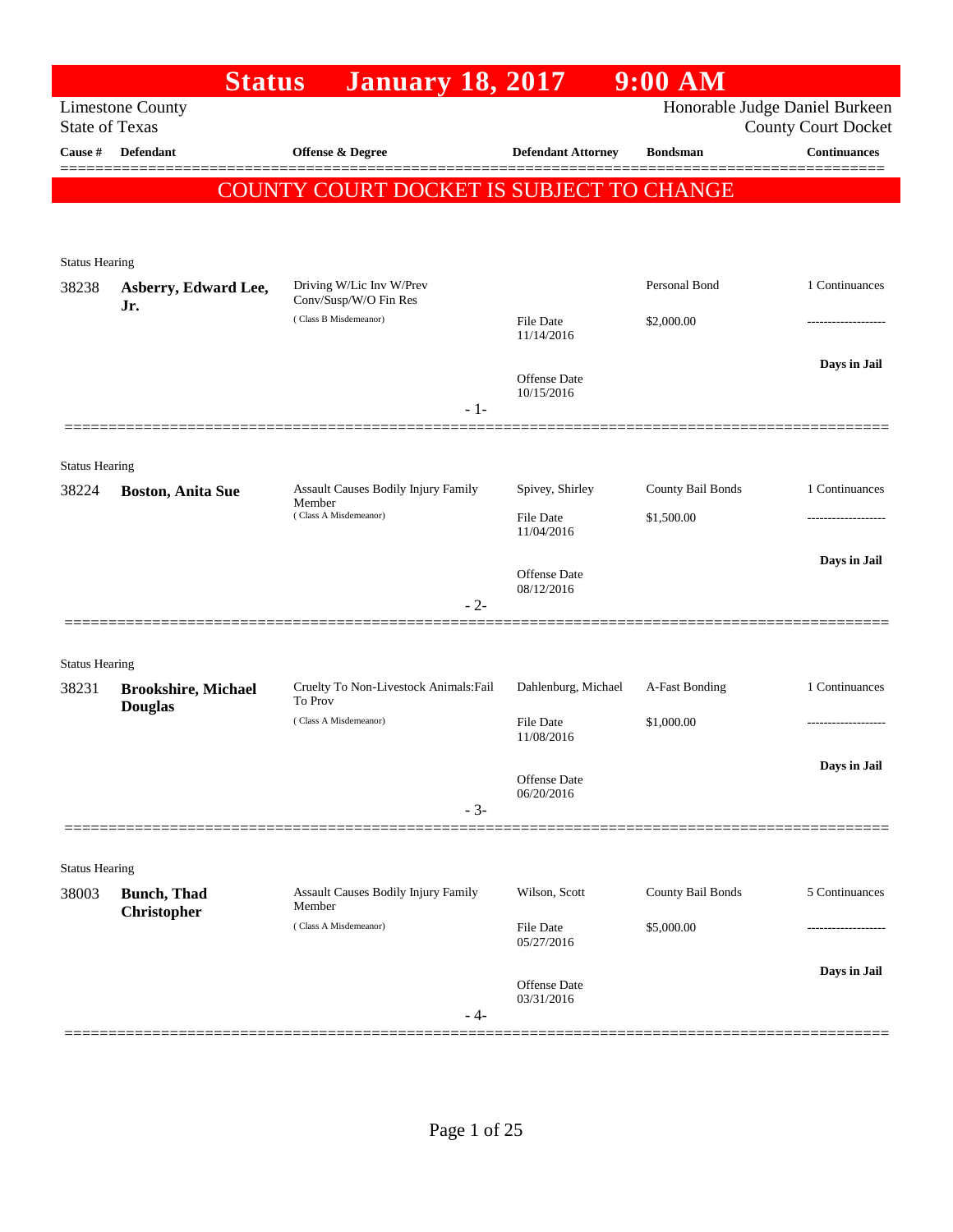# Status January 18, 2017 9:00 AM

Limestone County
State of Texas

Honorable Judge Daniel Burkeen
County Court Docket

| Cause # | Defendant | Offense & Degree | Defendant Attorney | Bondsman | Continuances |
|---|---|---|---|---|---|

## COUNTY COURT DOCKET IS SUBJECT TO CHANGE

Status Hearing

| Cause # | Defendant | Offense & Degree | Defendant Attorney | Bondsman | Continuances |
|---|---|---|---|---|---|
| 38238 | **Asberry, Edward Lee, Jr.** | Driving W/Lic Inv W/Prev Conv/Susp/W/O Fin Res ( Class B Misdemeanor) | | Personal Bond | 1 Continuances |
| | | | File Date 11/14/2016 | $2,000.00 | ------------------- |
| | | | Offense Date 10/15/2016 | | **Days in Jail** |

- 1-

Status Hearing

| Cause # | Defendant | Offense & Degree | Defendant Attorney | Bondsman | Continuances |
|---|---|---|---|---|---|
| 38224 | **Boston, Anita Sue** | Assault Causes Bodily Injury Family Member ( Class A Misdemeanor) | Spivey, Shirley | County Bail Bonds | 1 Continuances |
| | | | File Date 11/04/2016 | $1,500.00 | ------------------- |
| | | | Offense Date 08/12/2016 | | **Days in Jail** |

- 2-

Status Hearing

| Cause # | Defendant | Offense & Degree | Defendant Attorney | Bondsman | Continuances |
|---|---|---|---|---|---|
| 38231 | **Brookshire, Michael Douglas** | Cruelty To Non-Livestock Animals:Fail To Prov ( Class A Misdemeanor) | Dahlenburg, Michael | A-Fast Bonding | 1 Continuances |
| | | | File Date 11/08/2016 | $1,000.00 | ------------------- |
| | | | Offense Date 06/20/2016 | | **Days in Jail** |

- 3-

Status Hearing

| Cause # | Defendant | Offense & Degree | Defendant Attorney | Bondsman | Continuances |
|---|---|---|---|---|---|
| 38003 | **Bunch, Thad Christopher** | Assault Causes Bodily Injury Family Member ( Class A Misdemeanor) | Wilson, Scott | County Bail Bonds | 5 Continuances |
| | | | File Date 05/27/2016 | $5,000.00 | ------------------- |
| | | | Offense Date 03/31/2016 | | **Days in Jail** |

- 4-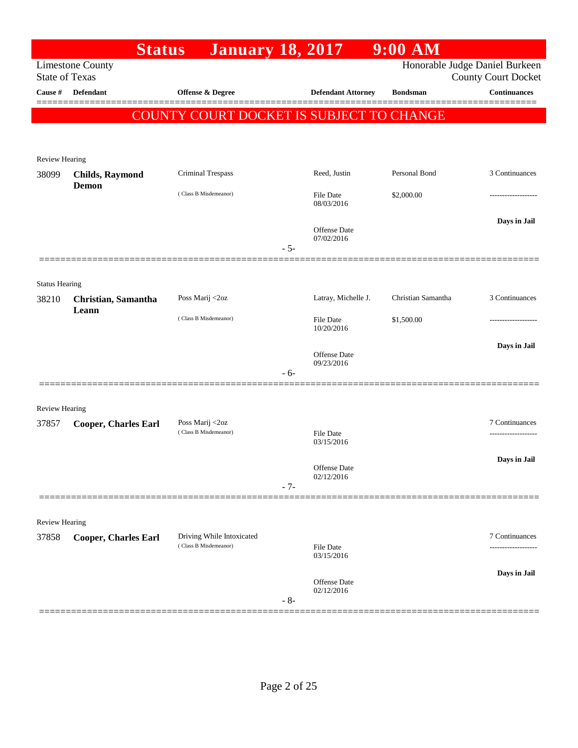# Status January 18, 2017 9:00 AM

Limestone County
State of Texas

Honorable Judge Daniel Burkeen
County Court Docket

| Cause # | Defendant | Offense & Degree | Defendant Attorney | Bondsman | Continuances |
|---|---|---|---|---|---|

## COUNTY COURT DOCKET IS SUBJECT TO CHANGE

Review Hearing

| Cause # | Defendant | Offense & Degree | Defendant Attorney | Bondsman | Continuances |
|---|---|---|---|---|---|
| 38099 | **Childs, Raymond Demon** | Criminal Trespass (Class B Misdemeanor) | Reed, Justin<br>File Date 08/03/2016<br>Offense Date 07/02/2016 | Personal Bond<br>$2,000.00 | 3 Continuances<br>-------------------<br>**Days in Jail** |

- 5-

Status Hearing

| Cause # | Defendant | Offense & Degree | Defendant Attorney | Bondsman | Continuances |
|---|---|---|---|---|---|
| 38210 | **Christian, Samantha Leann** | Poss Marij <2oz (Class B Misdemeanor) | Latray, Michelle J.<br>File Date 10/20/2016<br>Offense Date 09/23/2016 | Christian Samantha<br>$1,500.00 | 3 Continuances<br>-------------------<br>**Days in Jail** |

- 6-

Review Hearing

| Cause # | Defendant | Offense & Degree | Defendant Attorney | Bondsman | Continuances |
|---|---|---|---|---|---|
| 37857 | **Cooper, Charles Earl** | Poss Marij <2oz (Class B Misdemeanor) | File Date 03/15/2016<br>Offense Date 02/12/2016 | | 7 Continuances<br>-------------------<br>**Days in Jail** |

- 7-

Review Hearing

| Cause # | Defendant | Offense & Degree | Defendant Attorney | Bondsman | Continuances |
|---|---|---|---|---|---|
| 37858 | **Cooper, Charles Earl** | Driving While Intoxicated (Class B Misdemeanor) | File Date 03/15/2016<br>Offense Date 02/12/2016 | | 7 Continuances<br>-------------------<br>**Days in Jail** |

- 8-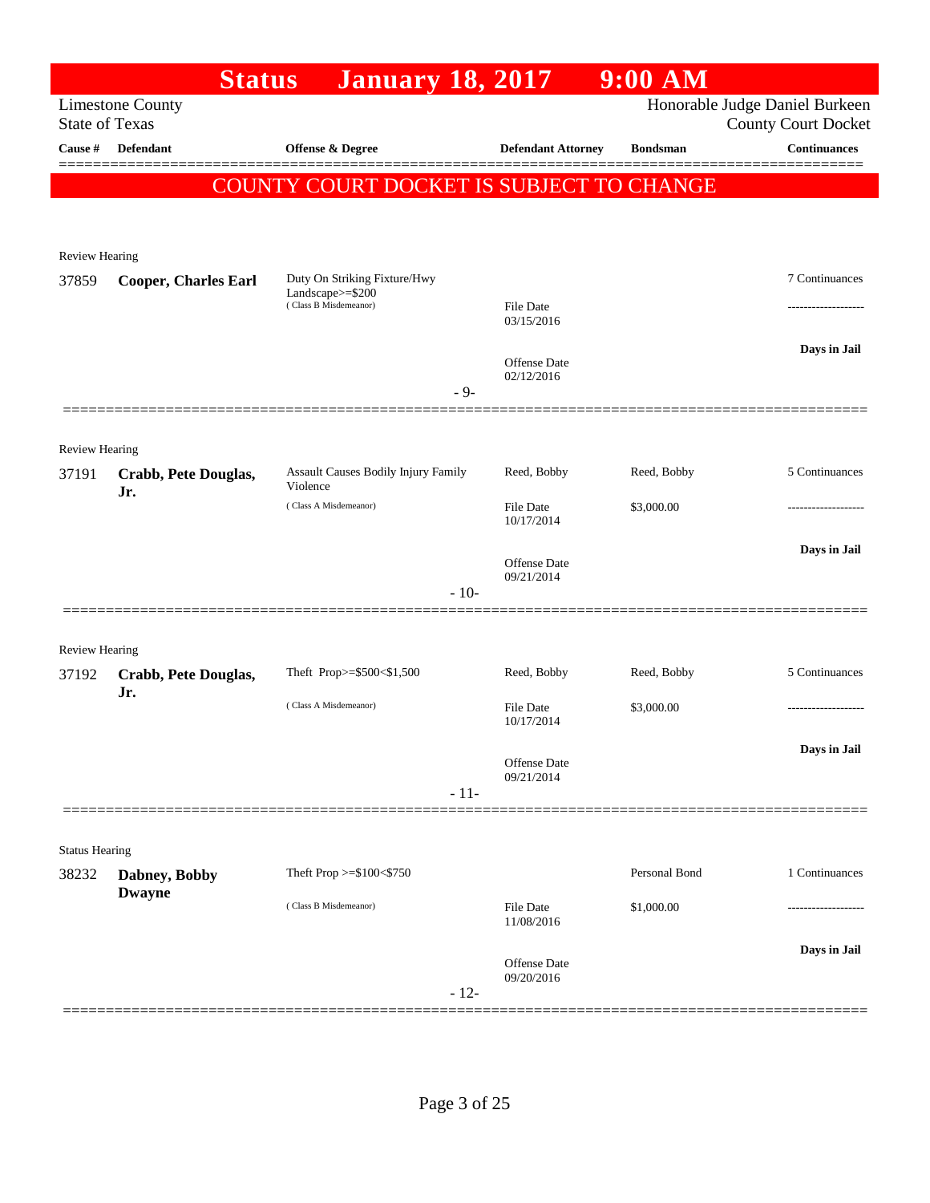# Status January 18, 2017 9:00 AM

Limestone County
State of Texas

Honorable Judge Daniel Burkeen
County Court Docket

| Cause # | Defendant | Offense & Degree | Defendant Attorney | Bondsman | Continuances |
|---|---|---|---|---|---|

**COUNTY COURT DOCKET IS SUBJECT TO CHANGE**

Review Hearing

| Cause # | Defendant | Offense & Degree | Defendant Attorney | Bondsman | Continuances |
|---|---|---|---|---|---|
| 37859 | **Cooper, Charles Earl** | Duty On Striking Fixture/Hwy Landscape>=$200 (Class B Misdemeanor) | File Date 03/15/2016 Offense Date 02/12/2016 | | 7 Continuances ------------------- Days in Jail |

- 9-

Review Hearing

| Cause # | Defendant | Offense & Degree | Defendant Attorney | Bondsman | Continuances |
|---|---|---|---|---|---|
| 37191 | **Crabb, Pete Douglas, Jr.** | Assault Causes Bodily Injury Family Violence (Class A Misdemeanor) | Reed, Bobby File Date 10/17/2014 Offense Date 09/21/2014 | Reed, Bobby $3,000.00 | 5 Continuances ------------------- Days in Jail |

- 10-

Review Hearing

| Cause # | Defendant | Offense & Degree | Defendant Attorney | Bondsman | Continuances |
|---|---|---|---|---|---|
| 37192 | **Crabb, Pete Douglas, Jr.** | Theft Prop>=$500<$1,500 (Class A Misdemeanor) | Reed, Bobby File Date 10/17/2014 Offense Date 09/21/2014 | Reed, Bobby $3,000.00 | 5 Continuances ------------------- Days in Jail |

- 11-

Status Hearing

| Cause # | Defendant | Offense & Degree | Defendant Attorney | Bondsman | Continuances |
|---|---|---|---|---|---|
| 38232 | **Dabney, Bobby Dwayne** | Theft Prop >=$100<$750 (Class B Misdemeanor) | File Date 11/08/2016 Offense Date 09/20/2016 | Personal Bond $1,000.00 | 1 Continuances ------------------- Days in Jail |

- 12-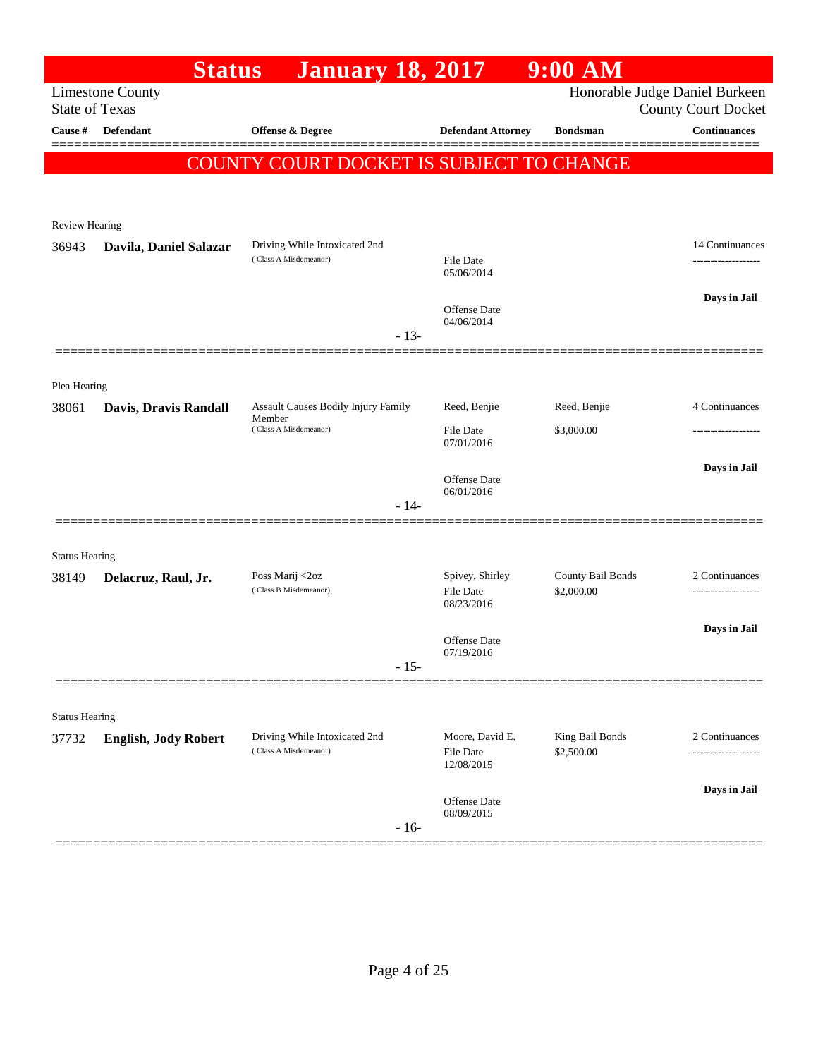# Status January 18, 2017 9:00 AM

Limestone County
State of Texas

Honorable Judge Daniel Burkeen
County Court Docket

| Cause # | Defendant | Offense & Degree | Defendant Attorney | Bondsman | Continuances |
|---|---|---|---|---|---|

**COUNTY COURT DOCKET IS SUBJECT TO CHANGE**

Review Hearing

| Cause # | Defendant | Offense & Degree | Defendant Attorney | Bondsman | Continuances |
|---|---|---|---|---|---|
| 36943 | **Davila, Daniel Salazar** | Driving While Intoxicated 2nd (Class A Misdemeanor) | File Date 05/06/2014<br>Offense Date 04/06/2014 | | 14 Continuances<br>-------------------<br>**Days in Jail** |

- 13-

Plea Hearing

| Cause # | Defendant | Offense & Degree | Defendant Attorney | Bondsman | Continuances |
|---|---|---|---|---|---|
| 38061 | **Davis, Dravis Randall** | Assault Causes Bodily Injury Family Member (Class A Misdemeanor) | Reed, Benjie<br>File Date 07/01/2016<br>Offense Date 06/01/2016 | Reed, Benjie<br>$3,000.00 | 4 Continuances<br>-------------------<br>**Days in Jail** |

- 14-

Status Hearing

| Cause # | Defendant | Offense & Degree | Defendant Attorney | Bondsman | Continuances |
|---|---|---|---|---|---|
| 38149 | **Delacruz, Raul, Jr.** | Poss Marij <2oz (Class B Misdemeanor) | Spivey, Shirley<br>File Date 08/23/2016<br>Offense Date 07/19/2016 | County Bail Bonds<br>$2,000.00 | 2 Continuances<br>-------------------<br>**Days in Jail** |

- 15-

Status Hearing

| Cause # | Defendant | Offense & Degree | Defendant Attorney | Bondsman | Continuances |
|---|---|---|---|---|---|
| 37732 | **English, Jody Robert** | Driving While Intoxicated 2nd (Class A Misdemeanor) | Moore, David E.<br>File Date 12/08/2015<br>Offense Date 08/09/2015 | King Bail Bonds<br>$2,500.00 | 2 Continuances<br>-------------------<br>**Days in Jail** |

- 16-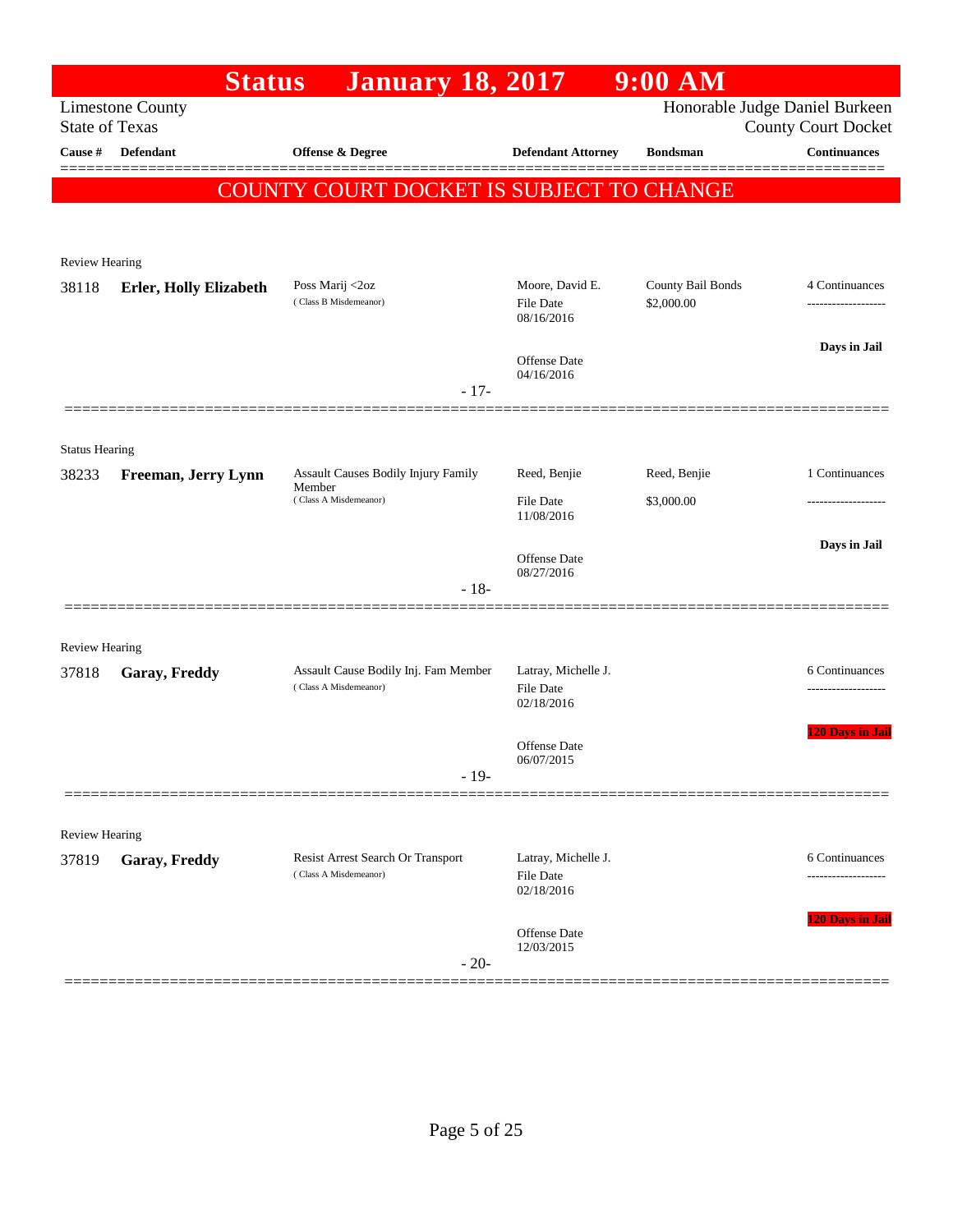# Status January 18, 2017 9:00 AM

Limestone County
State of Texas

Honorable Judge Daniel Burkeen
County Court Docket

| Cause # | Defendant | Offense & Degree | Defendant Attorney | Bondsman | Continuances |
|---|---|---|---|---|---|

**COUNTY COURT DOCKET IS SUBJECT TO CHANGE**

---

Review Hearing

| Cause # | Defendant | Offense & Degree | Defendant Attorney | Bondsman | Continuances |
|---|---|---|---|---|---|
| 38118 | **Erler, Holly Elizabeth** | Poss Marij <2oz (Class B Misdemeanor) | Moore, David E. File Date 08/16/2016 Offense Date 04/16/2016 | County Bail Bonds $2,000.00 | 4 Continuances ------------------- **Days in Jail** |

- 17-

---

Status Hearing

| Cause # | Defendant | Offense & Degree | Defendant Attorney | Bondsman | Continuances |
|---|---|---|---|---|---|
| 38233 | **Freeman, Jerry Lynn** | Assault Causes Bodily Injury Family Member (Class A Misdemeanor) | Reed, Benjie File Date 11/08/2016 Offense Date 08/27/2016 | Reed, Benjie $3,000.00 | 1 Continuances ------------------- **Days in Jail** |

- 18-

---

Review Hearing

| Cause # | Defendant | Offense & Degree | Defendant Attorney | Bondsman | Continuances |
|---|---|---|---|---|---|
| 37818 | **Garay, Freddy** | Assault Cause Bodily Inj. Fam Member (Class A Misdemeanor) | Latray, Michelle J. File Date 02/18/2016 Offense Date 06/07/2015 | | 6 Continuances ------------------- **120 Days in Jail** |

- 19-

---

Review Hearing

| Cause # | Defendant | Offense & Degree | Defendant Attorney | Bondsman | Continuances |
|---|---|---|---|---|---|
| 37819 | **Garay, Freddy** | Resist Arrest Search Or Transport (Class A Misdemeanor) | Latray, Michelle J. File Date 02/18/2016 Offense Date 12/03/2015 | | 6 Continuances ------------------- **120 Days in Jail** |

- 20-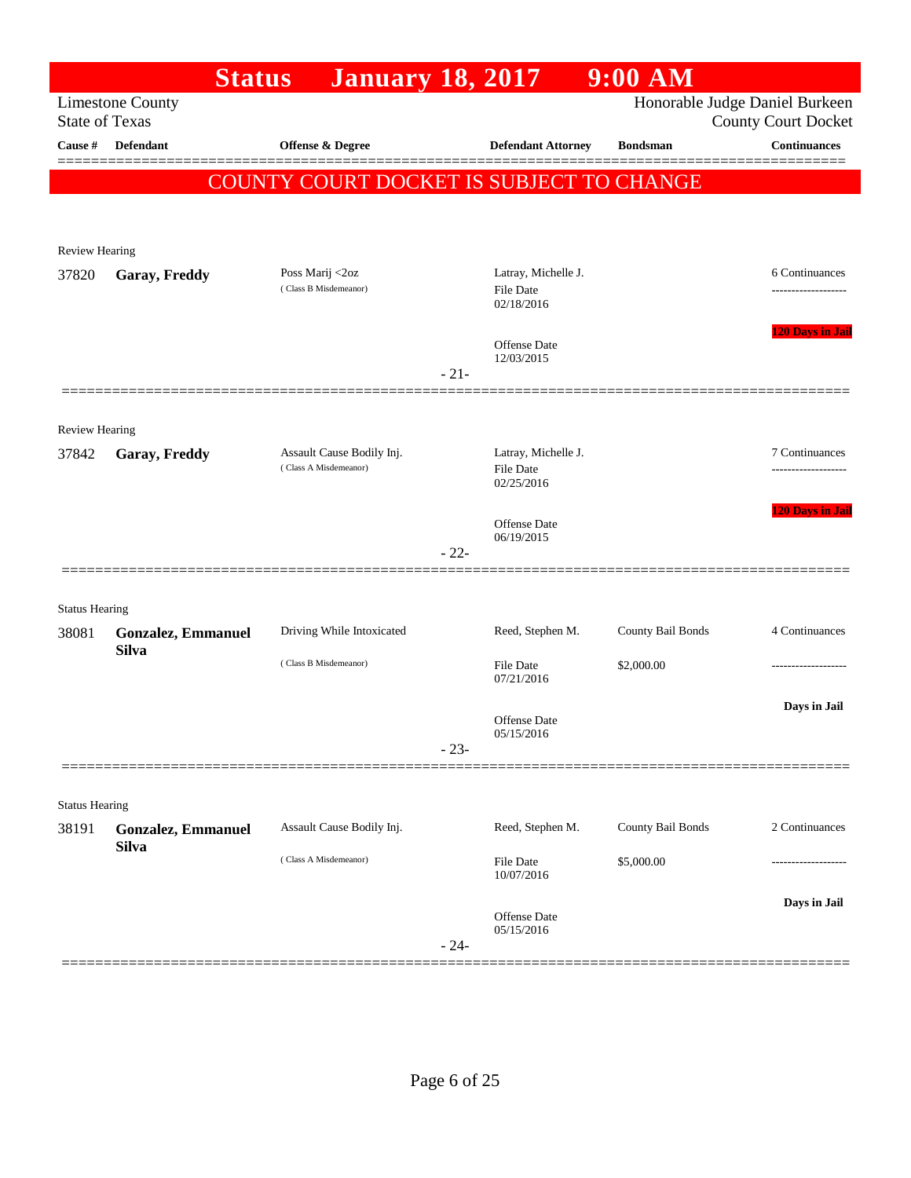# Status January 18, 2017 9:00 AM

Limestone County
State of Texas

Honorable Judge Daniel Burkeen
County Court Docket

| Cause # | Defendant | Offense & Degree | Defendant Attorney | Bondsman | Continuances |
|---|---|---|---|---|---|

**COUNTY COURT DOCKET IS SUBJECT TO CHANGE**

Review Hearing

| Cause # | Defendant | Offense & Degree | Defendant Attorney | Bondsman | Continuances |
|---|---|---|---|---|---|
| 37820 | **Garay, Freddy** | Poss Marij <2oz (Class B Misdemeanor) | Latray, Michelle J. File Date 02/18/2016 Offense Date 12/03/2015 | | 6 Continuances ------------------- 120 Days in Jail |

- 21-

Review Hearing

| Cause # | Defendant | Offense & Degree | Defendant Attorney | Bondsman | Continuances |
|---|---|---|---|---|---|
| 37842 | **Garay, Freddy** | Assault Cause Bodily Inj. (Class A Misdemeanor) | Latray, Michelle J. File Date 02/25/2016 Offense Date 06/19/2015 | | 7 Continuances ------------------- 120 Days in Jail |

- 22-

Status Hearing

| Cause # | Defendant | Offense & Degree | Defendant Attorney | Bondsman | Continuances |
|---|---|---|---|---|---|
| 38081 | **Gonzalez, Emmanuel Silva** | Driving While Intoxicated (Class B Misdemeanor) | Reed, Stephen M. File Date 07/21/2016 Offense Date 05/15/2016 | County Bail Bonds $2,000.00 | 4 Continuances ------------------- Days in Jail |

- 23-

Status Hearing

| Cause # | Defendant | Offense & Degree | Defendant Attorney | Bondsman | Continuances |
|---|---|---|---|---|---|
| 38191 | **Gonzalez, Emmanuel Silva** | Assault Cause Bodily Inj. (Class A Misdemeanor) | Reed, Stephen M. File Date 10/07/2016 Offense Date 05/15/2016 | County Bail Bonds $5,000.00 | 2 Continuances ------------------- Days in Jail |

- 24-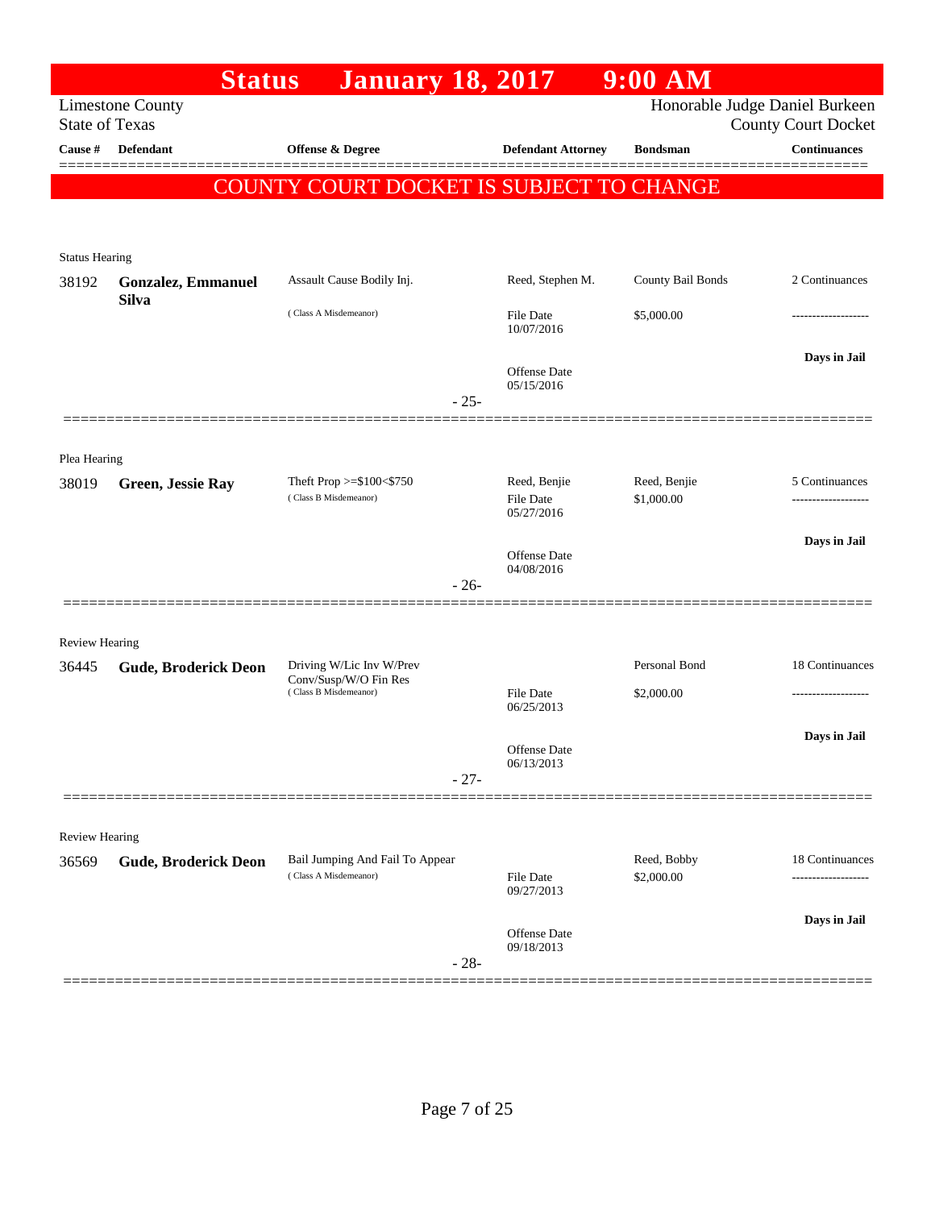# Status January 18, 2017 9:00 AM

Limestone County
State of Texas

Honorable Judge Daniel Burkeen
County Court Docket

| Cause # | Defendant | Offense & Degree | Defendant Attorney | Bondsman | Continuances |
|---|---|---|---|---|---|

**COUNTY COURT DOCKET IS SUBJECT TO CHANGE**

Status Hearing

| Cause # | Defendant | Offense & Degree | Defendant Attorney | Bondsman | Continuances |
|---|---|---|---|---|---|
| 38192 | **Gonzalez, Emmanuel Silva** | Assault Cause Bodily Inj. (Class A Misdemeanor) | Reed, Stephen M. | County Bail Bonds | 2 Continuances |
| | | | File Date 10/07/2016 | $5,000.00 | ------------------- |
| | | | Offense Date 05/15/2016 | | Days in Jail |

- 25-

Plea Hearing

| Cause # | Defendant | Offense & Degree | Defendant Attorney | Bondsman | Continuances |
|---|---|---|---|---|---|
| 38019 | **Green, Jessie Ray** | Theft Prop >=$100<$750 (Class B Misdemeanor) | Reed, Benjie | Reed, Benjie | 5 Continuances |
| | | | File Date 05/27/2016 | $1,000.00 | ------------------- |
| | | | Offense Date 04/08/2016 | | Days in Jail |

- 26-

Review Hearing

| Cause # | Defendant | Offense & Degree | Defendant Attorney | Bondsman | Continuances |
|---|---|---|---|---|---|
| 36445 | **Gude, Broderick Deon** | Driving W/Lic Inv W/Prev Conv/Susp/W/O Fin Res (Class B Misdemeanor) | | Personal Bond | 18 Continuances |
| | | | File Date 06/25/2013 | $2,000.00 | ------------------- |
| | | | Offense Date 06/13/2013 | | Days in Jail |

- 27-

Review Hearing

| Cause # | Defendant | Offense & Degree | Defendant Attorney | Bondsman | Continuances |
|---|---|---|---|---|---|
| 36569 | **Gude, Broderick Deon** | Bail Jumping And Fail To Appear (Class A Misdemeanor) | | Reed, Bobby | 18 Continuances |
| | | | File Date 09/27/2013 | $2,000.00 | ------------------- |
| | | | Offense Date 09/18/2013 | | Days in Jail |

- 28-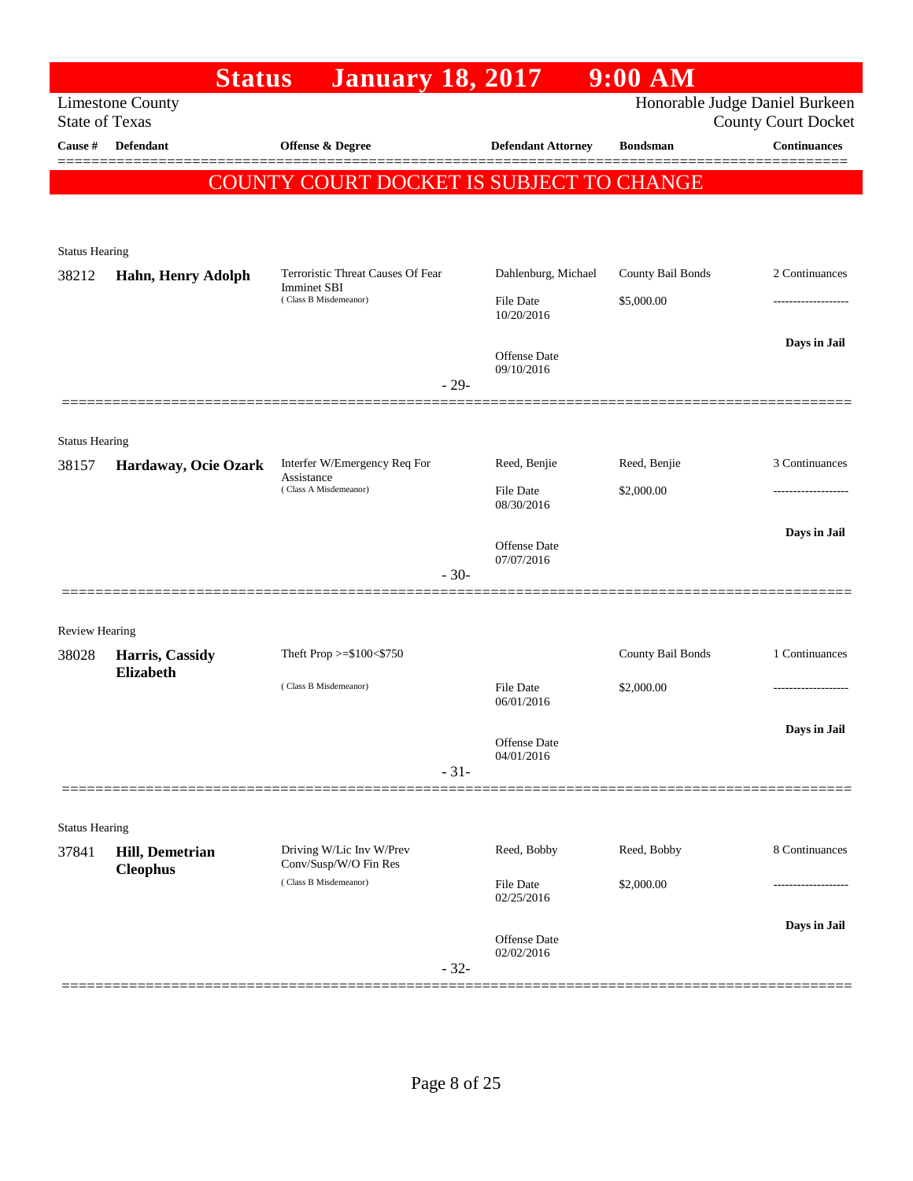# Status January 18, 2017 9:00 AM

Limestone County
State of Texas

Honorable Judge Daniel Burkeen
County Court Docket

| Cause # | Defendant | Offense & Degree | Defendant Attorney | Bondsman | Continuances |
|---|---|---|---|---|---|

**COUNTY COURT DOCKET IS SUBJECT TO CHANGE**

---

Status Hearing

| Cause # | Defendant | Offense & Degree | Defendant Attorney | Bondsman | Continuances |
|---|---|---|---|---|---|
| 38212 | **Hahn, Henry Adolph** | Terroristic Threat Causes Of Fear Imminet SBI (Class B Misdemeanor) | Dahlenburg, Michael | County Bail Bonds | 2 Continuances |
| | | | File Date 10/20/2016 | $5,000.00 | ------------------- |
| | | | Offense Date 09/10/2016 | | **Days in Jail** |

- 29-

---

Status Hearing

| Cause # | Defendant | Offense & Degree | Defendant Attorney | Bondsman | Continuances |
|---|---|---|---|---|---|
| 38157 | **Hardaway, Ocie Ozark** | Interfer W/Emergency Req For Assistance (Class A Misdemeanor) | Reed, Benjie | Reed, Benjie | 3 Continuances |
| | | | File Date 08/30/2016 | $2,000.00 | ------------------- |
| | | | Offense Date 07/07/2016 | | **Days in Jail** |

- 30-

---

Review Hearing

| Cause # | Defendant | Offense & Degree | Defendant Attorney | Bondsman | Continuances |
|---|---|---|---|---|---|
| 38028 | **Harris, Cassidy Elizabeth** | Theft Prop >=$100<$750 (Class B Misdemeanor) | | County Bail Bonds | 1 Continuances |
| | | | File Date 06/01/2016 | $2,000.00 | ------------------- |
| | | | Offense Date 04/01/2016 | | **Days in Jail** |

- 31-

---

Status Hearing

| Cause # | Defendant | Offense & Degree | Defendant Attorney | Bondsman | Continuances |
|---|---|---|---|---|---|
| 37841 | **Hill, Demetrian Cleophus** | Driving W/Lic Inv W/Prev Conv/Susp/W/O Fin Res (Class B Misdemeanor) | Reed, Bobby | Reed, Bobby | 8 Continuances |
| | | | File Date 02/25/2016 | $2,000.00 | ------------------- |
| | | | Offense Date 02/02/2016 | | **Days in Jail** |

- 32-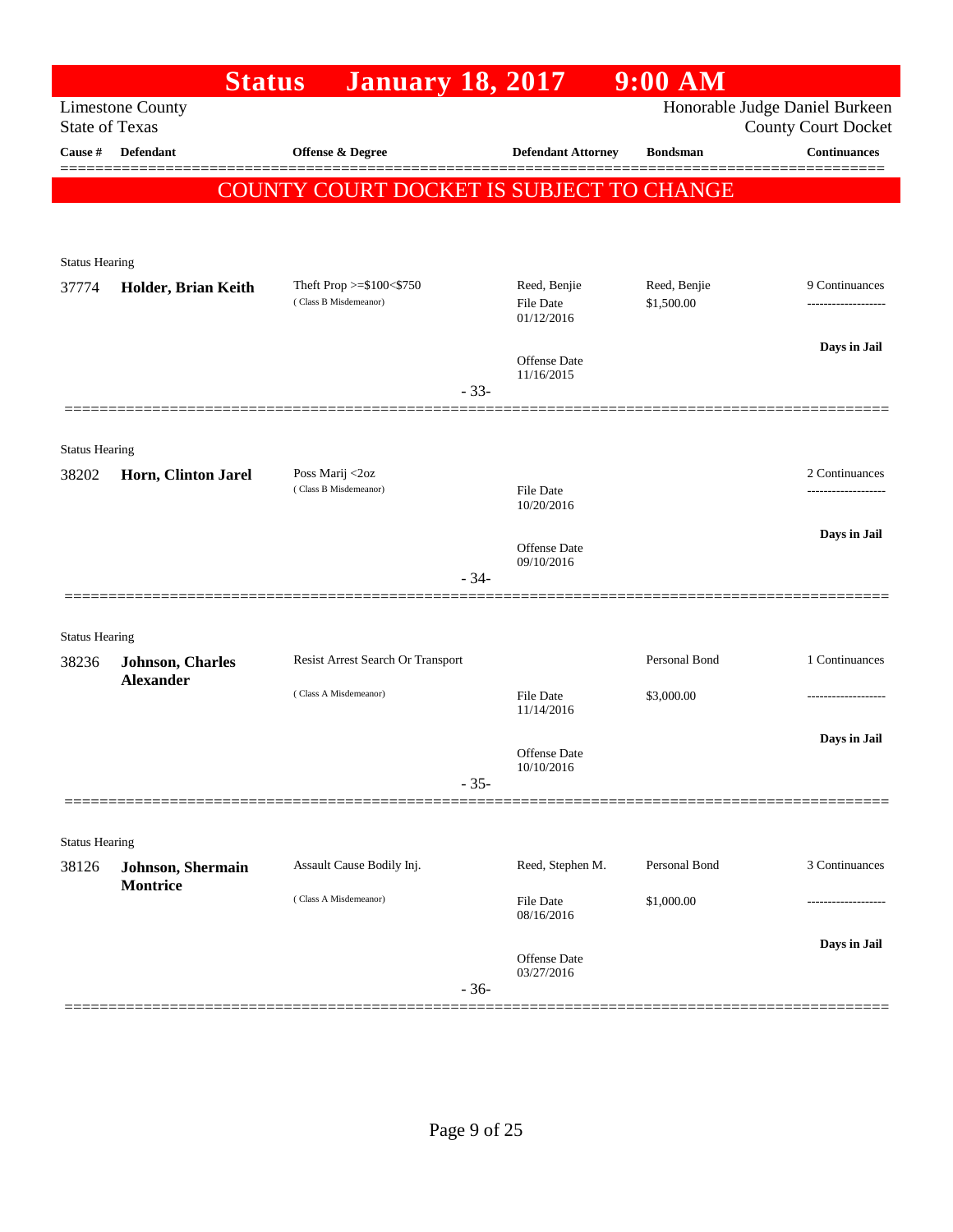# Status January 18, 2017 9:00 AM

Limestone County
State of Texas

Honorable Judge Daniel Burkeen
County Court Docket

| Cause # | Defendant | Offense & Degree | Defendant Attorney | Bondsman | Continuances |
|---|---|---|---|---|---|

**COUNTY COURT DOCKET IS SUBJECT TO CHANGE**

---

Status Hearing

| Cause # | Defendant | Offense & Degree | Defendant Attorney | Bondsman | Continuances |
|---|---|---|---|---|---|
| 37774 | **Holder, Brian Keith** | Theft Prop >=$100<$750 (Class B Misdemeanor) | Reed, Benjie<br>File Date 01/12/2016<br>Offense Date 11/16/2015 | Reed, Benjie<br>$1,500.00 | 9 Continuances<br>-------------------<br>**Days in Jail** |

- 33-

---

Status Hearing

| Cause # | Defendant | Offense & Degree | Defendant Attorney | Bondsman | Continuances |
|---|---|---|---|---|---|
| 38202 | **Horn, Clinton Jarel** | Poss Marij <2oz (Class B Misdemeanor) | File Date 10/20/2016<br>Offense Date 09/10/2016 | | 2 Continuances<br>-------------------<br>**Days in Jail** |

- 34-

---

Status Hearing

| Cause # | Defendant | Offense & Degree | Defendant Attorney | Bondsman | Continuances |
|---|---|---|---|---|---|
| 38236 | **Johnson, Charles Alexander** | Resist Arrest Search Or Transport (Class A Misdemeanor) | File Date 11/14/2016<br>Offense Date 10/10/2016 | Personal Bond<br>$3,000.00 | 1 Continuances<br>-------------------<br>**Days in Jail** |

- 35-

---

Status Hearing

| Cause # | Defendant | Offense & Degree | Defendant Attorney | Bondsman | Continuances |
|---|---|---|---|---|---|
| 38126 | **Johnson, Shermain Montrice** | Assault Cause Bodily Inj. (Class A Misdemeanor) | Reed, Stephen M.<br>File Date 08/16/2016<br>Offense Date 03/27/2016 | Personal Bond<br>$1,000.00 | 3 Continuances<br>-------------------<br>**Days in Jail** |

- 36-

---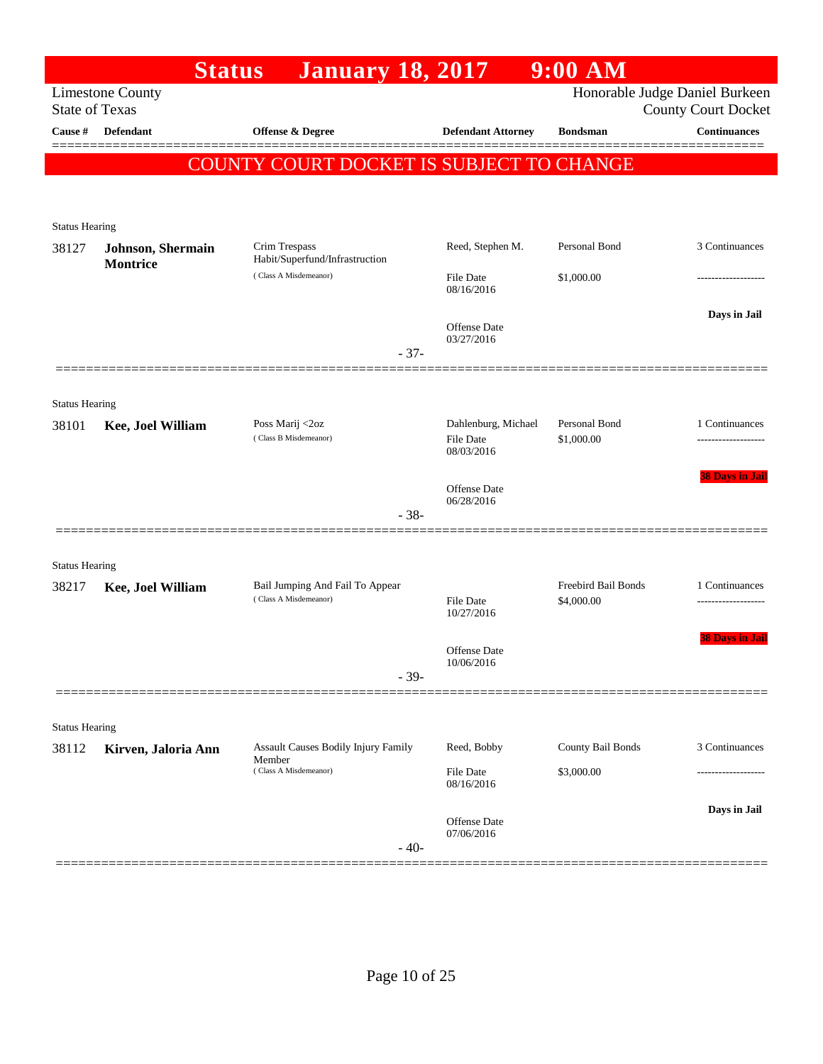# Status January 18, 2017 9:00 AM

Limestone County
State of Texas

Honorable Judge Daniel Burkeen
County Court Docket

| Cause # | Defendant | Offense & Degree | Defendant Attorney | Bondsman | Continuances |
|---|---|---|---|---|---|

**COUNTY COURT DOCKET IS SUBJECT TO CHANGE**

Status Hearing

| Cause # | Defendant | Offense & Degree | Defendant Attorney | Bondsman | Continuances |
|---|---|---|---|---|---|
| 38127 | **Johnson, Shermain Montrice** | Crim Trespass Habit/Superfund/Infrastruction (Class A Misdemeanor) | Reed, Stephen M. | Personal Bond | 3 Continuances |
| | | | File Date 08/16/2016 | $1,000.00 | ------------------- |
| | | | Offense Date 03/27/2016 | | Days in Jail |

- 37-

Status Hearing

| Cause # | Defendant | Offense & Degree | Defendant Attorney | Bondsman | Continuances |
|---|---|---|---|---|---|
| 38101 | **Kee, Joel William** | Poss Marij <2oz (Class B Misdemeanor) | Dahlenburg, Michael | Personal Bond | 1 Continuances |
| | | | File Date 08/03/2016 | $1,000.00 | ------------------- |
| | | | Offense Date 06/28/2016 | | 38 Days in Jail |

- 38-

Status Hearing

| Cause # | Defendant | Offense & Degree | Defendant Attorney | Bondsman | Continuances |
|---|---|---|---|---|---|
| 38217 | **Kee, Joel William** | Bail Jumping And Fail To Appear (Class A Misdemeanor) | | Freebird Bail Bonds | 1 Continuances |
| | | | File Date 10/27/2016 | $4,000.00 | ------------------- |
| | | | Offense Date 10/06/2016 | | 38 Days in Jail |

- 39-

Status Hearing

| Cause # | Defendant | Offense & Degree | Defendant Attorney | Bondsman | Continuances |
|---|---|---|---|---|---|
| 38112 | **Kirven, Jaloria Ann** | Assault Causes Bodily Injury Family Member (Class A Misdemeanor) | Reed, Bobby | County Bail Bonds | 3 Continuances |
| | | | File Date 08/16/2016 | $3,000.00 | ------------------- |
| | | | Offense Date 07/06/2016 | | Days in Jail |

- 40-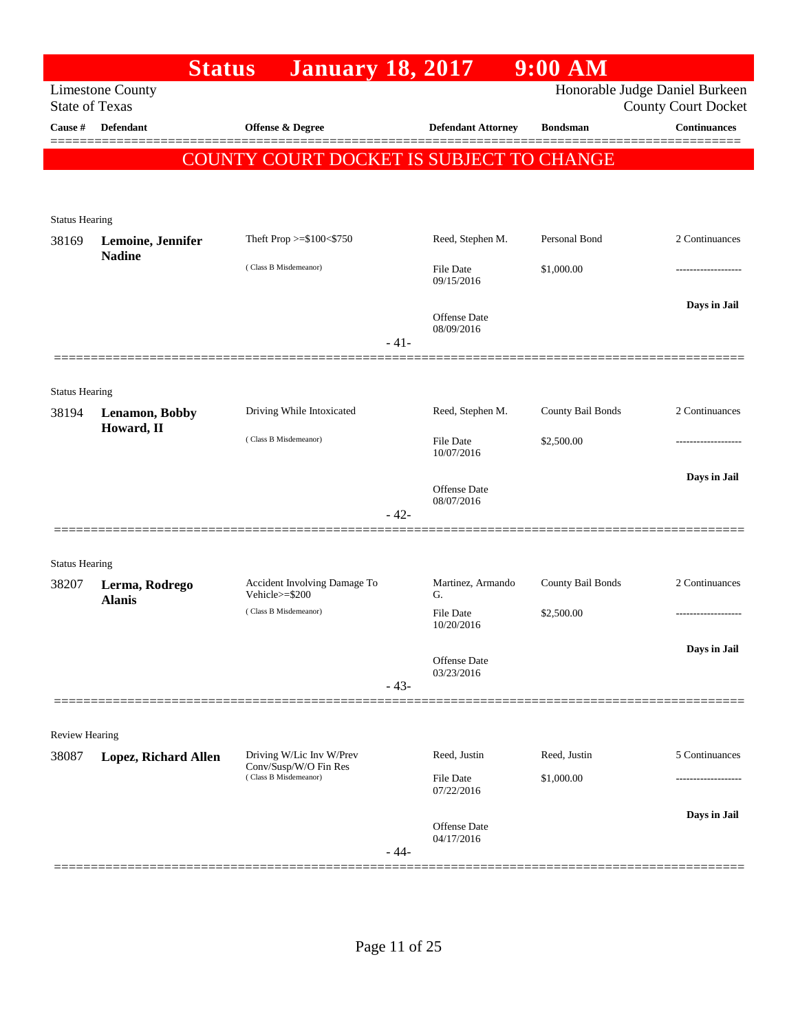# Status January 18, 2017 9:00 AM

Limestone County
State of Texas

Honorable Judge Daniel Burkeen
County Court Docket

| Cause # | Defendant | Offense & Degree | Defendant Attorney | Bondsman | Continuances |
|---|---|---|---|---|---|

**COUNTY COURT DOCKET IS SUBJECT TO CHANGE**

Status Hearing

| Cause # | Defendant | Offense & Degree | Defendant Attorney | Bondsman | Continuances |
|---|---|---|---|---|---|
| 38169 | **Lemoine, Jennifer Nadine** | Theft Prop >=$100<$750 (Class B Misdemeanor) | Reed, Stephen M. | Personal Bond | 2 Continuances |
| | | | File Date 09/15/2016 | $1,000.00 | ------------------- |
| | | | Offense Date 08/09/2016 | | **Days in Jail** |

- 41-

Status Hearing

| Cause # | Defendant | Offense & Degree | Defendant Attorney | Bondsman | Continuances |
|---|---|---|---|---|---|
| 38194 | **Lenamon, Bobby Howard, II** | Driving While Intoxicated (Class B Misdemeanor) | Reed, Stephen M. | County Bail Bonds | 2 Continuances |
| | | | File Date 10/07/2016 | $2,500.00 | ------------------- |
| | | | Offense Date 08/07/2016 | | **Days in Jail** |

- 42-

Status Hearing

| Cause # | Defendant | Offense & Degree | Defendant Attorney | Bondsman | Continuances |
|---|---|---|---|---|---|
| 38207 | **Lerma, Rodrego Alanis** | Accident Involving Damage To Vehicle>=$200 (Class B Misdemeanor) | Martinez, Armando G. | County Bail Bonds | 2 Continuances |
| | | | File Date 10/20/2016 | $2,500.00 | ------------------- |
| | | | Offense Date 03/23/2016 | | **Days in Jail** |

- 43-

Review Hearing

| Cause # | Defendant | Offense & Degree | Defendant Attorney | Bondsman | Continuances |
|---|---|---|---|---|---|
| 38087 | **Lopez, Richard Allen** | Driving W/Lic Inv W/Prev Conv/Susp/W/O Fin Res (Class B Misdemeanor) | Reed, Justin | Reed, Justin | 5 Continuances |
| | | | File Date 07/22/2016 | $1,000.00 | ------------------- |
| | | | Offense Date 04/17/2016 | | **Days in Jail** |

- 44-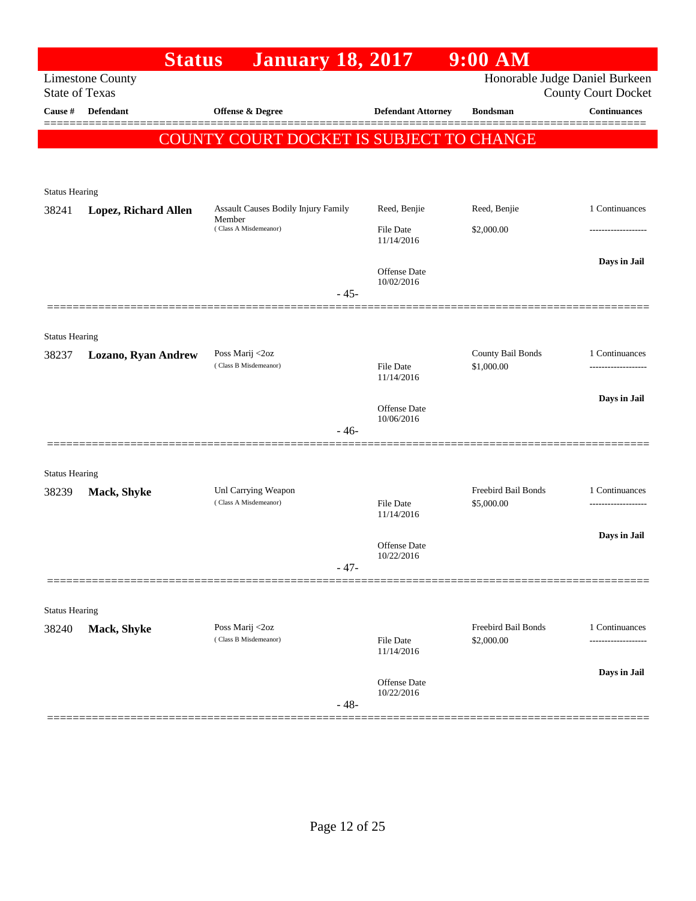# Status January 18, 2017 9:00 AM

Limestone County
State of Texas

Honorable Judge Daniel Burkeen
County Court Docket

| Cause # | Defendant | Offense & Degree | Defendant Attorney | Bondsman | Continuances |
|---|---|---|---|---|---|

**COUNTY COURT DOCKET IS SUBJECT TO CHANGE**

Status Hearing

| Cause # | Defendant | Offense & Degree | Defendant Attorney | Bondsman | Continuances |
|---|---|---|---|---|---|
| 38241 | **Lopez, Richard Allen** | Assault Causes Bodily Injury Family Member (Class A Misdemeanor) | Reed, Benjie | Reed, Benjie | 1 Continuances |
| | | | File Date 11/14/2016 | $2,000.00 | ------------------- |
| | | | Offense Date 10/02/2016 | | **Days in Jail** |

- 45-

Status Hearing

| Cause # | Defendant | Offense & Degree | Defendant Attorney | Bondsman | Continuances |
|---|---|---|---|---|---|
| 38237 | **Lozano, Ryan Andrew** | Poss Marij <2oz (Class B Misdemeanor) | | County Bail Bonds | 1 Continuances |
| | | | File Date 11/14/2016 | $1,000.00 | ------------------- |
| | | | Offense Date 10/06/2016 | | **Days in Jail** |

- 46-

Status Hearing

| Cause # | Defendant | Offense & Degree | Defendant Attorney | Bondsman | Continuances |
|---|---|---|---|---|---|
| 38239 | **Mack, Shyke** | Unl Carrying Weapon (Class A Misdemeanor) | | Freebird Bail Bonds | 1 Continuances |
| | | | File Date 11/14/2016 | $5,000.00 | ------------------- |
| | | | Offense Date 10/22/2016 | | **Days in Jail** |

- 47-

Status Hearing

| Cause # | Defendant | Offense & Degree | Defendant Attorney | Bondsman | Continuances |
|---|---|---|---|---|---|
| 38240 | **Mack, Shyke** | Poss Marij <2oz (Class B Misdemeanor) | | Freebird Bail Bonds | 1 Continuances |
| | | | File Date 11/14/2016 | $2,000.00 | ------------------- |
| | | | Offense Date 10/22/2016 | | **Days in Jail** |

- 48-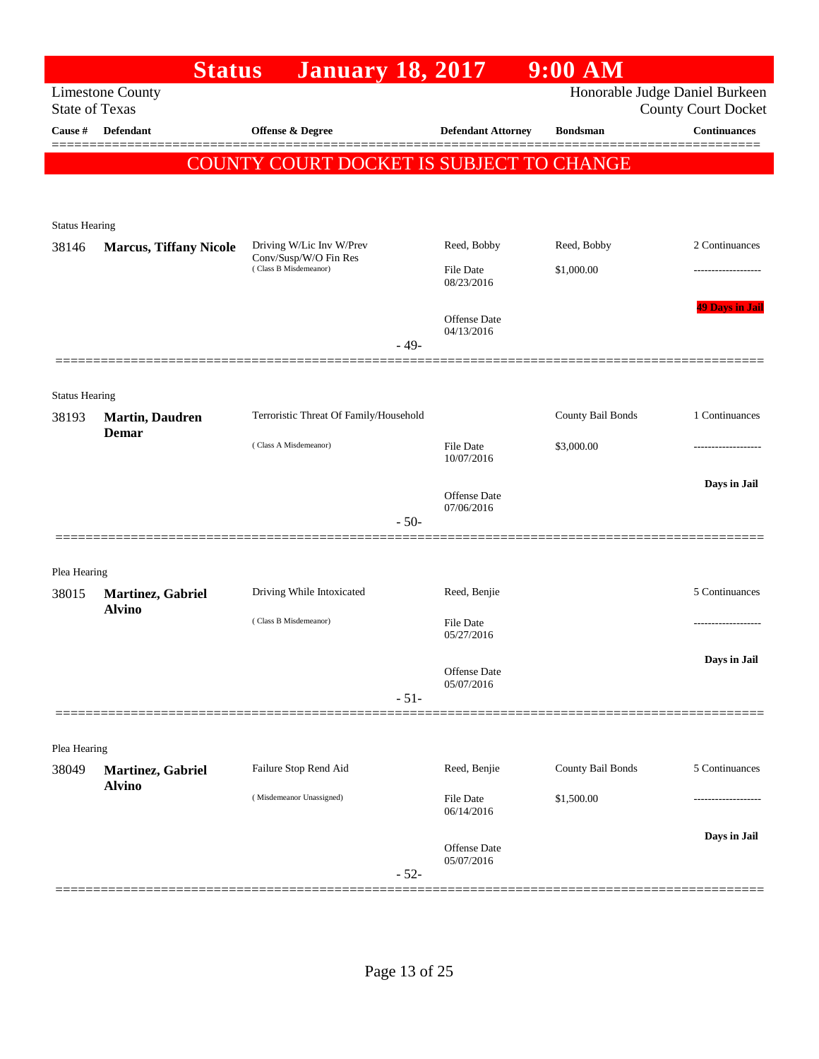# Status January 18, 2017 9:00 AM

Limestone County
State of Texas

Honorable Judge Daniel Burkeen
County Court Docket

**COUNTY COURT DOCKET IS SUBJECT TO CHANGE**

| Cause # | Defendant | Offense & Degree | Defendant Attorney | Bondsman | Continuances |
|---|---|---|---|---|---|
| Status Hearing | | | | | |
| 38146 | **Marcus, Tiffany Nicole** | Driving W/Lic Inv W/Prev Conv/Susp/W/O Fin Res (Class B Misdemeanor) | Reed, Bobby<br>File Date 08/23/2016<br>Offense Date 04/13/2016 | Reed, Bobby<br>$1,000.00 | 2 Continuances<br>-------------------<br>49 Days in Jail |
| | | - 49- | | | |
| Status Hearing | | | | | |
| 38193 | **Martin, Daudren Demar** | Terroristic Threat Of Family/Household (Class A Misdemeanor) | File Date 10/07/2016<br>Offense Date 07/06/2016 | County Bail Bonds<br>$3,000.00 | 1 Continuances<br>-------------------<br>Days in Jail |
| | | - 50- | | | |
| Plea Hearing | | | | | |
| 38015 | **Martinez, Gabriel Alvino** | Driving While Intoxicated (Class B Misdemeanor) | Reed, Benjie<br>File Date 05/27/2016<br>Offense Date 05/07/2016 | | 5 Continuances<br>-------------------<br>Days in Jail |
| | | - 51- | | | |
| Plea Hearing | | | | | |
| 38049 | **Martinez, Gabriel Alvino** | Failure Stop Rend Aid (Misdemeanor Unassigned) | Reed, Benjie<br>File Date 06/14/2016<br>Offense Date 05/07/2016 | County Bail Bonds<br>$1,500.00 | 5 Continuances<br>-------------------<br>Days in Jail |
| | | - 52- | | | |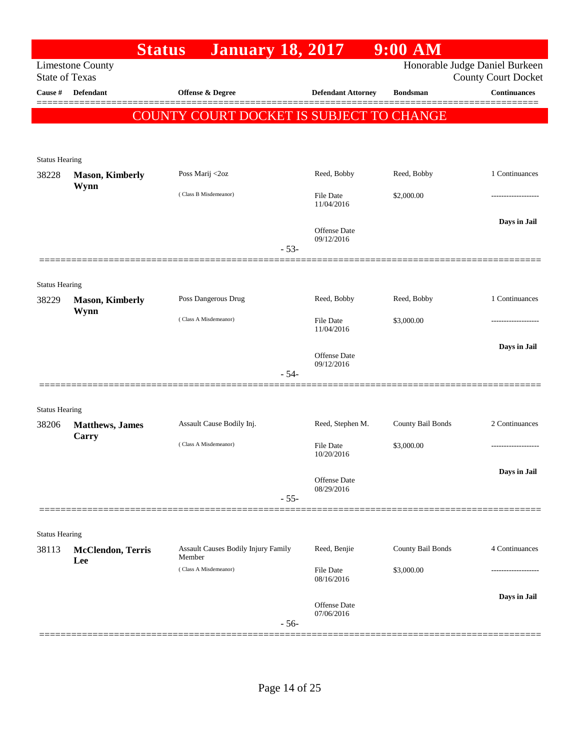# Status January 18, 2017 9:00 AM

Limestone County
State of Texas

Honorable Judge Daniel Burkeen
County Court Docket

**COUNTY COURT DOCKET IS SUBJECT TO CHANGE**

| Cause # | Defendant | Offense & Degree | Defendant Attorney | Bondsman | Continuances |
|---|---|---|---|---|---|
| **Status Hearing** | | | | | |
| 38228 | **Mason, Kimberly Wynn** | Poss Marij <2oz | Reed, Bobby | Reed, Bobby | 1 Continuances |
| | | ( Class B Misdemeanor) | File Date 11/04/2016 | $2,000.00 | ------------------- |
| | | | Offense Date 09/12/2016 | | **Days in Jail** |
| | | - 53- | | | |
| **Status Hearing** | | | | | |
| 38229 | **Mason, Kimberly Wynn** | Poss Dangerous Drug | Reed, Bobby | Reed, Bobby | 1 Continuances |
| | | ( Class A Misdemeanor) | File Date 11/04/2016 | $3,000.00 | ------------------- |
| | | | Offense Date 09/12/2016 | | **Days in Jail** |
| | | - 54- | | | |
| **Status Hearing** | | | | | |
| 38206 | **Matthews, James Carry** | Assault Cause Bodily Inj. | Reed, Stephen M. | County Bail Bonds | 2 Continuances |
| | | ( Class A Misdemeanor) | File Date 10/20/2016 | $3,000.00 | ------------------- |
| | | | Offense Date 08/29/2016 | | **Days in Jail** |
| | | - 55- | | | |
| **Status Hearing** | | | | | |
| 38113 | **McClendon, Terris Lee** | Assault Causes Bodily Injury Family Member | Reed, Benjie | County Bail Bonds | 4 Continuances |
| | | ( Class A Misdemeanor) | File Date 08/16/2016 | $3,000.00 | ------------------- |
| | | | Offense Date 07/06/2016 | | **Days in Jail** |
| | | - 56- | | | |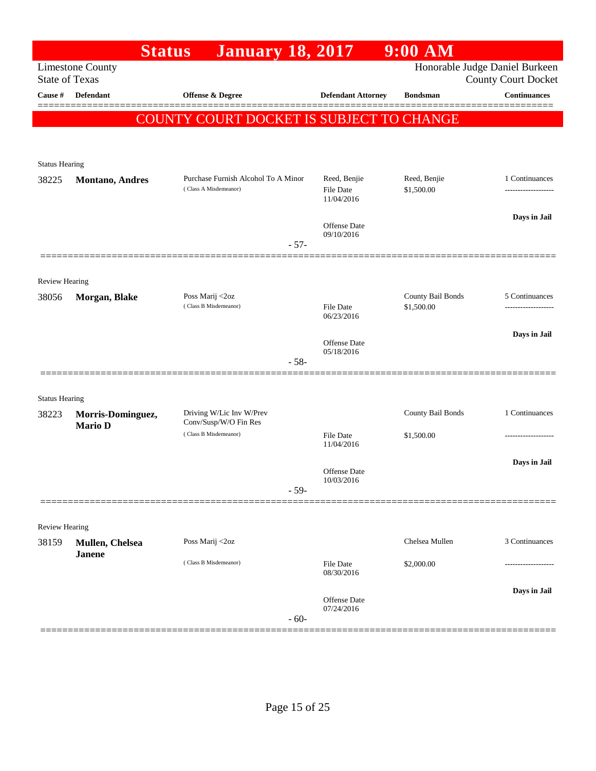# Status January 18, 2017 9:00 AM

Limestone County
State of Texas

Honorable Judge Daniel Burkeen
County Court Docket

**COUNTY COURT DOCKET IS SUBJECT TO CHANGE**

| Cause # | Defendant | Offense & Degree | Defendant Attorney | Bondsman | Continuances |
|---|---|---|---|---|---|
| **Status Hearing** | | | | | |
| 38225 | **Montano, Andres** | Purchase Furnish Alcohol To A Minor (Class A Misdemeanor) | Reed, Benjie<br>File Date 11/04/2016<br>Offense Date 09/10/2016 | Reed, Benjie<br>$1,500.00 | 1 Continuances<br>**Days in Jail** |
| | | - 57- | | | |
| **Review Hearing** | | | | | |
| 38056 | **Morgan, Blake** | Poss Marij <2oz (Class B Misdemeanor) | File Date 06/23/2016<br>Offense Date 05/18/2016 | County Bail Bonds<br>$1,500.00 | 5 Continuances<br>**Days in Jail** |
| | | - 58- | | | |
| **Status Hearing** | | | | | |
| 38223 | **Morris-Dominguez, Mario D** | Driving W/Lic Inv W/Prev Conv/Susp/W/O Fin Res (Class B Misdemeanor) | File Date 11/04/2016<br>Offense Date 10/03/2016 | County Bail Bonds<br>$1,500.00 | 1 Continuances<br>**Days in Jail** |
| | | - 59- | | | |
| **Review Hearing** | | | | | |
| 38159 | **Mullen, Chelsea Janene** | Poss Marij <2oz (Class B Misdemeanor) | File Date 08/30/2016<br>Offense Date 07/24/2016 | Chelsea Mullen<br>$2,000.00 | 3 Continuances<br>**Days in Jail** |
| | | - 60- | | | |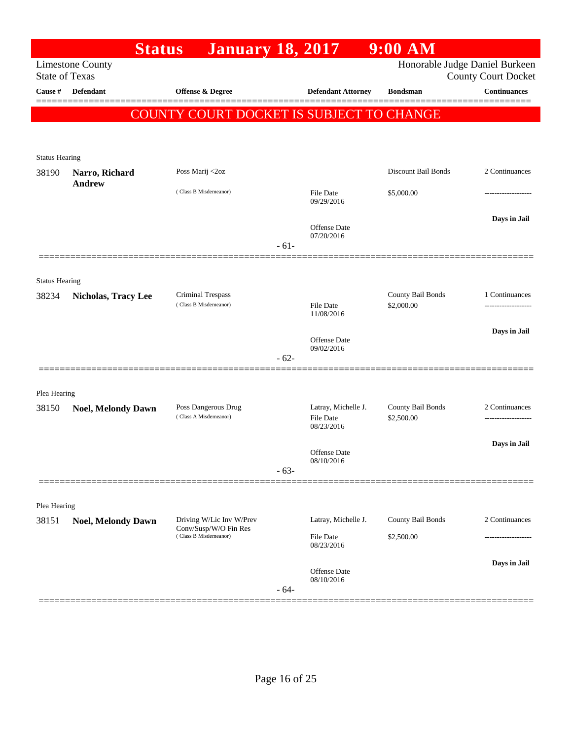# Status January 18, 2017 9:00 AM

Limestone County
State of Texas

Honorable Judge Daniel Burkeen
County Court Docket

| Cause # | Defendant | Offense & Degree | Defendant Attorney | Bondsman | Continuances |
|---|---|---|---|---|---|

**COUNTY COURT DOCKET IS SUBJECT TO CHANGE**

---

Status Hearing

| Cause # | Defendant | Offense & Degree | Defendant Attorney | Bondsman | Continuances |
|---|---|---|---|---|---|
| 38190 | **Narro, Richard Andrew** | Poss Marij <2oz (Class B Misdemeanor) | File Date 09/29/2016 | Discount Bail Bonds $5,000.00 | 2 Continuances |
| | | | Offense Date 07/20/2016 | | Days in Jail |

- 61-

---

Status Hearing

| Cause # | Defendant | Offense & Degree | Defendant Attorney | Bondsman | Continuances |
|---|---|---|---|---|---|
| 38234 | **Nicholas, Tracy Lee** | Criminal Trespass (Class B Misdemeanor) | File Date 11/08/2016 | County Bail Bonds $2,000.00 | 1 Continuances |
| | | | Offense Date 09/02/2016 | | Days in Jail |

- 62-

---

Plea Hearing

| Cause # | Defendant | Offense & Degree | Defendant Attorney | Bondsman | Continuances |
|---|---|---|---|---|---|
| 38150 | **Noel, Melondy Dawn** | Poss Dangerous Drug (Class A Misdemeanor) | Latray, Michelle J. File Date 08/23/2016 | County Bail Bonds $2,500.00 | 2 Continuances |
| | | | Offense Date 08/10/2016 | | Days in Jail |

- 63-

---

Plea Hearing

| Cause # | Defendant | Offense & Degree | Defendant Attorney | Bondsman | Continuances |
|---|---|---|---|---|---|
| 38151 | **Noel, Melondy Dawn** | Driving W/Lic Inv W/Prev Conv/Susp/W/O Fin Res (Class B Misdemeanor) | Latray, Michelle J. File Date 08/23/2016 | County Bail Bonds $2,500.00 | 2 Continuances |
| | | | Offense Date 08/10/2016 | | Days in Jail |

- 64-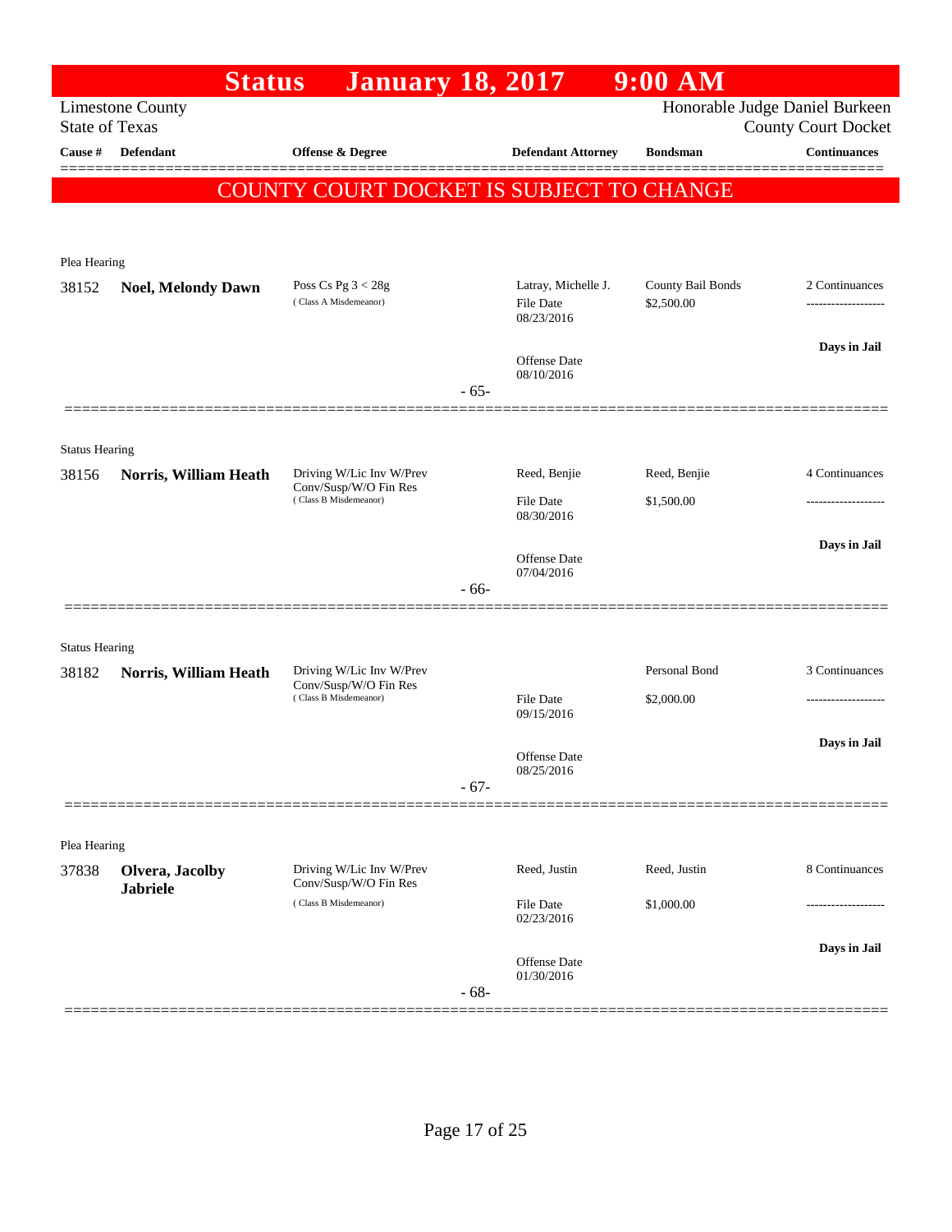# Status January 18, 2017 9:00 AM

Limestone County
State of Texas

Honorable Judge Daniel Burkeen
County Court Docket

| Cause # | Defendant | Offense & Degree | Defendant Attorney | Bondsman | Continuances |
|---|---|---|---|---|---|

## COUNTY COURT DOCKET IS SUBJECT TO CHANGE

**Plea Hearing**

| Cause # | Defendant | Offense & Degree | Defendant Attorney | Bondsman | Continuances |
|---|---|---|---|---|---|
| 38152 | **Noel, Melondy Dawn** | Poss Cs Pg 3 < 28g (Class A Misdemeanor) | Latray, Michelle J. | County Bail Bonds | 2 Continuances |
| | | | File Date 08/23/2016 | $2,500.00 | ------------------- |
| | | | Offense Date 08/10/2016 | | Days in Jail |

- 65-

**Status Hearing**

| Cause # | Defendant | Offense & Degree | Defendant Attorney | Bondsman | Continuances |
|---|---|---|---|---|---|
| 38156 | **Norris, William Heath** | Driving W/Lic Inv W/Prev Conv/Susp/W/O Fin Res (Class B Misdemeanor) | Reed, Benjie | Reed, Benjie | 4 Continuances |
| | | | File Date 08/30/2016 | $1,500.00 | ------------------- |
| | | | Offense Date 07/04/2016 | | Days in Jail |

- 66-

**Status Hearing**

| Cause # | Defendant | Offense & Degree | Defendant Attorney | Bondsman | Continuances |
|---|---|---|---|---|---|
| 38182 | **Norris, William Heath** | Driving W/Lic Inv W/Prev Conv/Susp/W/O Fin Res (Class B Misdemeanor) | | Personal Bond | 3 Continuances |
| | | | File Date 09/15/2016 | $2,000.00 | ------------------- |
| | | | Offense Date 08/25/2016 | | Days in Jail |

- 67-

**Plea Hearing**

| Cause # | Defendant | Offense & Degree | Defendant Attorney | Bondsman | Continuances |
|---|---|---|---|---|---|
| 37838 | **Olvera, Jacolby Jabriele** | Driving W/Lic Inv W/Prev Conv/Susp/W/O Fin Res (Class B Misdemeanor) | Reed, Justin | Reed, Justin | 8 Continuances |
| | | | File Date 02/23/2016 | $1,000.00 | ------------------- |
| | | | Offense Date 01/30/2016 | | Days in Jail |

- 68-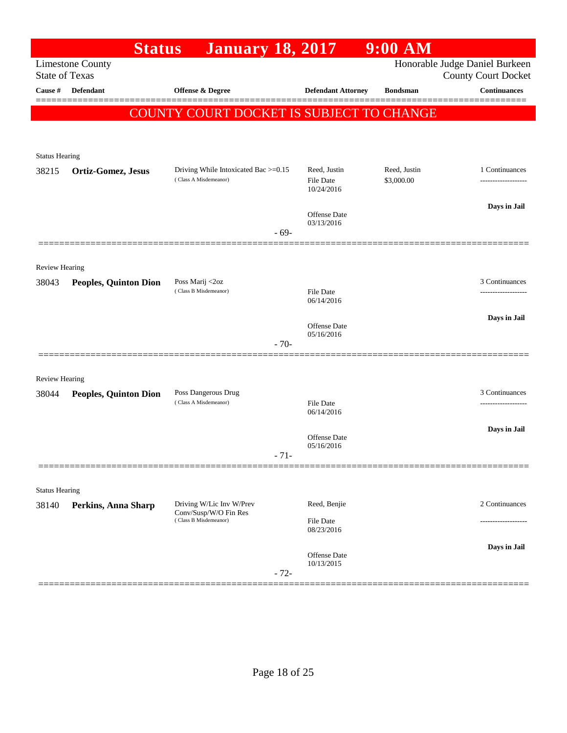# Status January 18, 2017 9:00 AM

Limestone County
State of Texas

Honorable Judge Daniel Burkeen
County Court Docket

| Cause # | Defendant | Offense & Degree | Defendant Attorney | Bondsman | Continuances |
|---|---|---|---|---|---|

**COUNTY COURT DOCKET IS SUBJECT TO CHANGE**

---

Status Hearing

| Cause # | Defendant | Offense & Degree | Defendant Attorney | Bondsman | Continuances |
|---|---|---|---|---|---|
| 38215 | **Ortiz-Gomez, Jesus** | Driving While Intoxicated Bac >=0.15 (Class A Misdemeanor) | Reed, Justin<br>File Date 10/24/2016<br>Offense Date 03/13/2016 | Reed, Justin<br>$3,000.00 | 1 Continuances<br>Days in Jail |

- 69-

---

Review Hearing

| Cause # | Defendant | Offense & Degree | Defendant Attorney | Bondsman | Continuances |
|---|---|---|---|---|---|
| 38043 | **Peoples, Quinton Dion** | Poss Marij <2oz (Class B Misdemeanor) | File Date 06/14/2016<br>Offense Date 05/16/2016 | | 3 Continuances<br>Days in Jail |

- 70-

---

Review Hearing

| Cause # | Defendant | Offense & Degree | Defendant Attorney | Bondsman | Continuances |
|---|---|---|---|---|---|
| 38044 | **Peoples, Quinton Dion** | Poss Dangerous Drug (Class A Misdemeanor) | File Date 06/14/2016<br>Offense Date 05/16/2016 | | 3 Continuances<br>Days in Jail |

- 71-

---

Status Hearing

| Cause # | Defendant | Offense & Degree | Defendant Attorney | Bondsman | Continuances |
|---|---|---|---|---|---|
| 38140 | **Perkins, Anna Sharp** | Driving W/Lic Inv W/Prev Conv/Susp/W/O Fin Res (Class B Misdemeanor) | Reed, Benjie<br>File Date 08/23/2016<br>Offense Date 10/13/2015 | | 2 Continuances<br>Days in Jail |

- 72-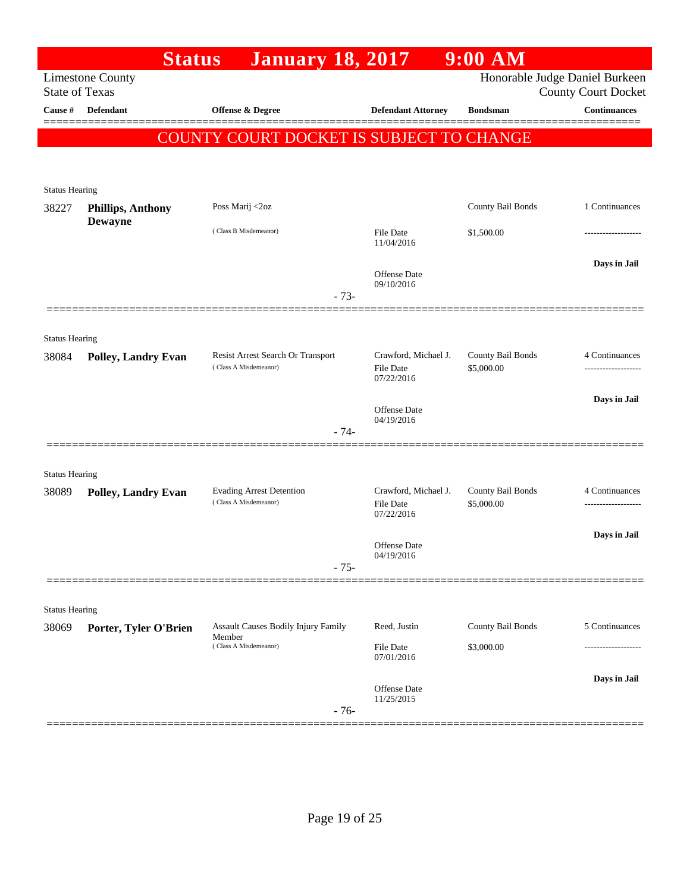# Status January 18, 2017 9:00 AM

Limestone County
State of Texas

Honorable Judge Daniel Burkeen
County Court Docket

| Cause # | Defendant | Offense & Degree | Defendant Attorney | Bondsman | Continuances |
|---|---|---|---|---|---|

**COUNTY COURT DOCKET IS SUBJECT TO CHANGE**

Status Hearing

| Cause # | Defendant | Offense & Degree | Defendant Attorney | Bondsman | Continuances |
|---|---|---|---|---|---|
| 38227 | **Phillips, Anthony Dewayne** | Poss Marij <2oz (Class B Misdemeanor) | File Date 11/04/2016; Offense Date 09/10/2016 | County Bail Bonds $1,500.00 | 1 Continuances; Days in Jail |

-73-

Status Hearing

| Cause # | Defendant | Offense & Degree | Defendant Attorney | Bondsman | Continuances |
|---|---|---|---|---|---|
| 38084 | **Polley, Landry Evan** | Resist Arrest Search Or Transport (Class A Misdemeanor) | Crawford, Michael J.; File Date 07/22/2016; Offense Date 04/19/2016 | County Bail Bonds $5,000.00 | 4 Continuances; Days in Jail |

-74-

Status Hearing

| Cause # | Defendant | Offense & Degree | Defendant Attorney | Bondsman | Continuances |
|---|---|---|---|---|---|
| 38089 | **Polley, Landry Evan** | Evading Arrest Detention (Class A Misdemeanor) | Crawford, Michael J.; File Date 07/22/2016; Offense Date 04/19/2016 | County Bail Bonds $5,000.00 | 4 Continuances; Days in Jail |

-75-

Status Hearing

| Cause # | Defendant | Offense & Degree | Defendant Attorney | Bondsman | Continuances |
|---|---|---|---|---|---|
| 38069 | **Porter, Tyler O'Brien** | Assault Causes Bodily Injury Family Member (Class A Misdemeanor) | Reed, Justin; File Date 07/01/2016; Offense Date 11/25/2015 | County Bail Bonds $3,000.00 | 5 Continuances; Days in Jail |

-76-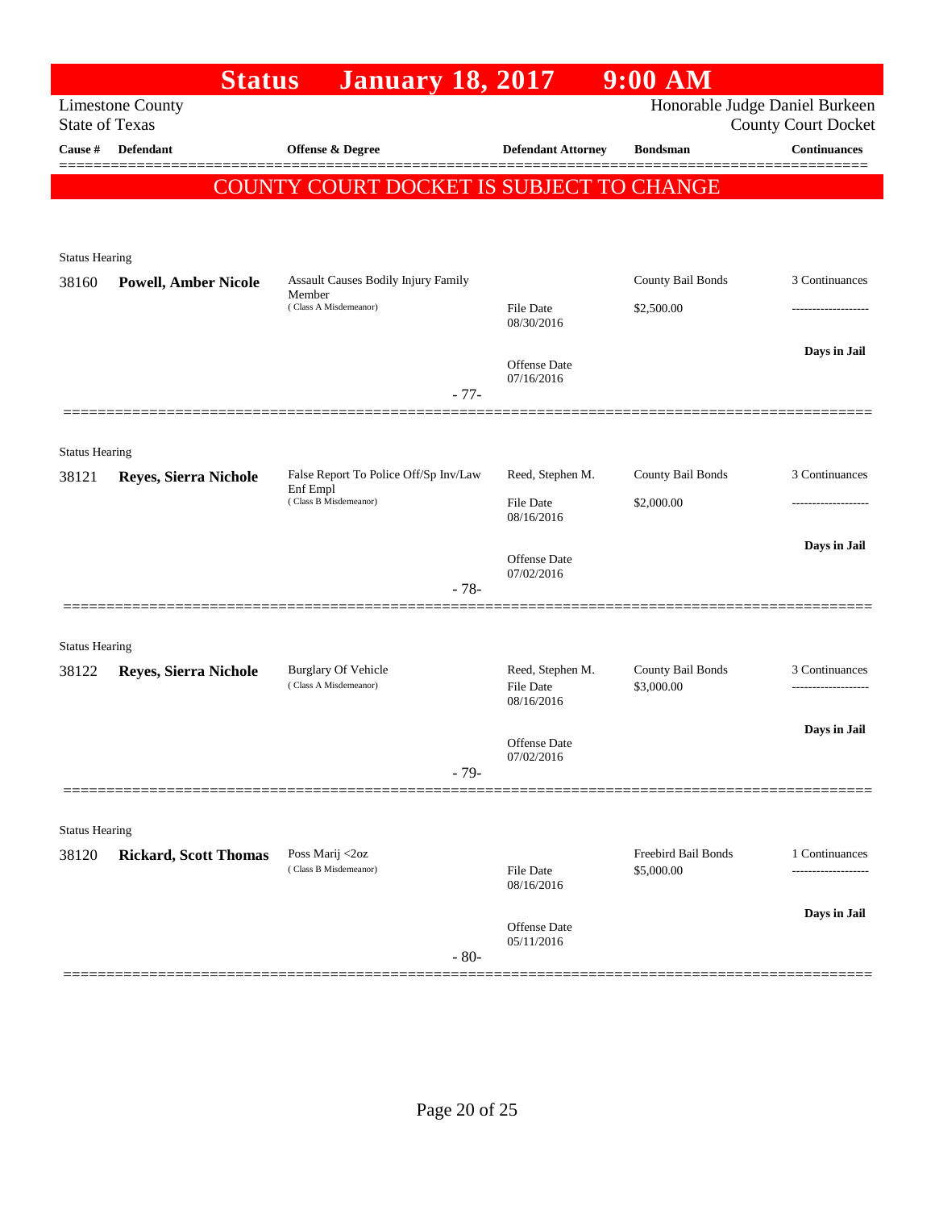# Status January 18, 2017 9:00 AM

Limestone County
State of Texas

Honorable Judge Daniel Burkeen
County Court Docket

| Cause # | Defendant | Offense & Degree | Defendant Attorney | Bondsman | Continuances |
|---|---|---|---|---|---|

**COUNTY COURT DOCKET IS SUBJECT TO CHANGE**

---

Status Hearing

| Cause # | Defendant | Offense & Degree | Defendant Attorney | Bondsman | Continuances |
|---|---|---|---|---|---|
| 38160 | **Powell, Amber Nicole** | Assault Causes Bodily Injury Family Member (Class A Misdemeanor) | | County Bail Bonds | 3 Continuances |
| | | | File Date 08/30/2016 | $2,500.00 | ------------------- |
| | | | Offense Date 07/16/2016 | | **Days in Jail** |

- 77-

---

Status Hearing

| Cause # | Defendant | Offense & Degree | Defendant Attorney | Bondsman | Continuances |
|---|---|---|---|---|---|
| 38121 | **Reyes, Sierra Nichole** | False Report To Police Off/Sp Inv/Law Enf Empl (Class B Misdemeanor) | Reed, Stephen M. | County Bail Bonds | 3 Continuances |
| | | | File Date 08/16/2016 | $2,000.00 | ------------------- |
| | | | Offense Date 07/02/2016 | | **Days in Jail** |

- 78-

---

Status Hearing

| Cause # | Defendant | Offense & Degree | Defendant Attorney | Bondsman | Continuances |
|---|---|---|---|---|---|
| 38122 | **Reyes, Sierra Nichole** | Burglary Of Vehicle (Class A Misdemeanor) | Reed, Stephen M. | County Bail Bonds | 3 Continuances |
| | | | File Date 08/16/2016 | $3,000.00 | ------------------- |
| | | | Offense Date 07/02/2016 | | **Days in Jail** |

- 79-

---

Status Hearing

| Cause # | Defendant | Offense & Degree | Defendant Attorney | Bondsman | Continuances |
|---|---|---|---|---|---|
| 38120 | **Rickard, Scott Thomas** | Poss Marij <2oz (Class B Misdemeanor) | | Freebird Bail Bonds | 1 Continuances |
| | | | File Date 08/16/2016 | $5,000.00 | ------------------- |
| | | | Offense Date 05/11/2016 | | **Days in Jail** |

- 80-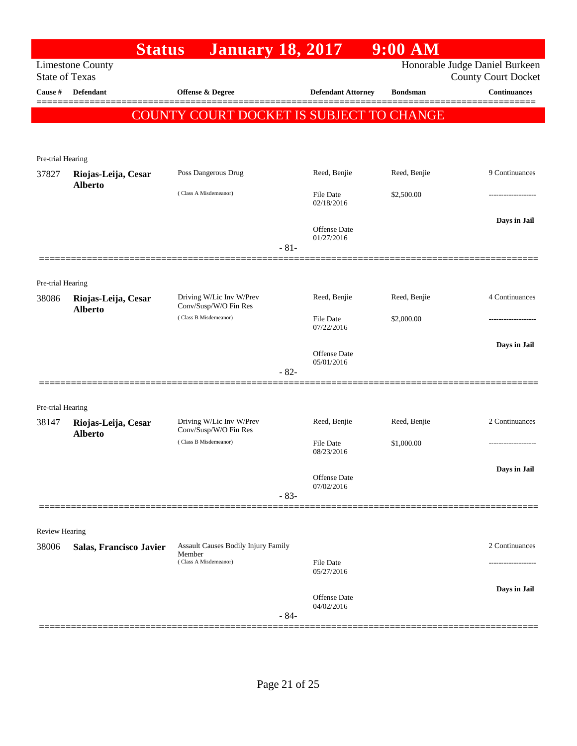# Status January 18, 2017 9:00 AM

Limestone County
State of Texas

Honorable Judge Daniel Burkeen
County Court Docket

| Cause # | Defendant | Offense & Degree | Defendant Attorney | Bondsman | Continuances |
|---|---|---|---|---|---|

**COUNTY COURT DOCKET IS SUBJECT TO CHANGE**

Pre-trial Hearing

| Cause # | Defendant | Offense & Degree | Defendant Attorney | Bondsman | Continuances |
|---|---|---|---|---|---|
| 37827 | **Riojas-Leija, Cesar Alberto** | Poss Dangerous Drug (Class A Misdemeanor) | Reed, Benjie | Reed, Benjie | 9 Continuances |
| | | | File Date 02/18/2016 | $2,500.00 | ------------------- |
| | | | Offense Date 01/27/2016 | | **Days in Jail** |

-81-

Pre-trial Hearing

| Cause # | Defendant | Offense & Degree | Defendant Attorney | Bondsman | Continuances |
|---|---|---|---|---|---|
| 38086 | **Riojas-Leija, Cesar Alberto** | Driving W/Lic Inv W/Prev Conv/Susp/W/O Fin Res (Class B Misdemeanor) | Reed, Benjie | Reed, Benjie | 4 Continuances |
| | | | File Date 07/22/2016 | $2,000.00 | ------------------- |
| | | | Offense Date 05/01/2016 | | **Days in Jail** |

-82-

Pre-trial Hearing

| Cause # | Defendant | Offense & Degree | Defendant Attorney | Bondsman | Continuances |
|---|---|---|---|---|---|
| 38147 | **Riojas-Leija, Cesar Alberto** | Driving W/Lic Inv W/Prev Conv/Susp/W/O Fin Res (Class B Misdemeanor) | Reed, Benjie | Reed, Benjie | 2 Continuances |
| | | | File Date 08/23/2016 | $1,000.00 | ------------------- |
| | | | Offense Date 07/02/2016 | | **Days in Jail** |

-83-

Review Hearing

| Cause # | Defendant | Offense & Degree | Defendant Attorney | Bondsman | Continuances |
|---|---|---|---|---|---|
| 38006 | **Salas, Francisco Javier** | Assault Causes Bodily Injury Family Member (Class A Misdemeanor) | | | 2 Continuances |
| | | | File Date 05/27/2016 | | ------------------- |
| | | | Offense Date 04/02/2016 | | **Days in Jail** |

-84-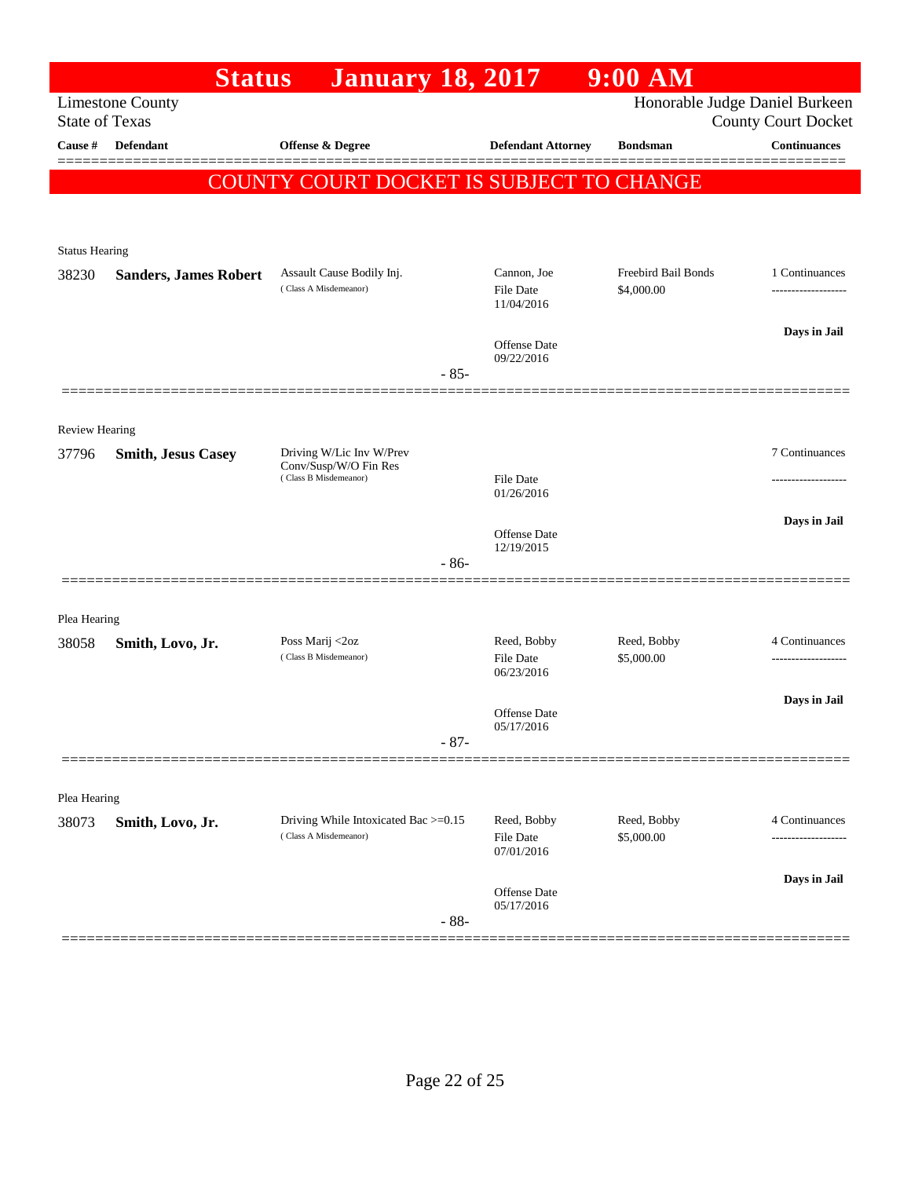# Status January 18, 2017 9:00 AM

Limestone County
State of Texas

Honorable Judge Daniel Burkeen
County Court Docket

| Cause # | Defendant | Offense & Degree | Defendant Attorney | Bondsman | Continuances |
|---|---|---|---|---|---|

## COUNTY COURT DOCKET IS SUBJECT TO CHANGE

Status Hearing

| Cause # | Defendant | Offense & Degree | Defendant Attorney | Bondsman | Continuances |
|---|---|---|---|---|---|
| 38230 | **Sanders, James Robert** | Assault Cause Bodily Inj. (Class A Misdemeanor) | Cannon, Joe<br>File Date 11/04/2016<br>Offense Date 09/22/2016 | Freebird Bail Bonds<br>$4,000.00 | 1 Continuances<br>-------------------<br>**Days in Jail** |

- 85-

Review Hearing

| Cause # | Defendant | Offense & Degree | Defendant Attorney | Bondsman | Continuances |
|---|---|---|---|---|---|
| 37796 | **Smith, Jesus Casey** | Driving W/Lic Inv W/Prev Conv/Susp/W/O Fin Res (Class B Misdemeanor) | File Date 01/26/2016<br>Offense Date 12/19/2015 | | 7 Continuances<br>-------------------<br>**Days in Jail** |

- 86-

Plea Hearing

| Cause # | Defendant | Offense & Degree | Defendant Attorney | Bondsman | Continuances |
|---|---|---|---|---|---|
| 38058 | **Smith, Lovo, Jr.** | Poss Marij <2oz (Class B Misdemeanor) | Reed, Bobby<br>File Date 06/23/2016<br>Offense Date 05/17/2016 | Reed, Bobby<br>$5,000.00 | 4 Continuances<br>-------------------<br>**Days in Jail** |

- 87-

Plea Hearing

| Cause # | Defendant | Offense & Degree | Defendant Attorney | Bondsman | Continuances |
|---|---|---|---|---|---|
| 38073 | **Smith, Lovo, Jr.** | Driving While Intoxicated Bac >=0.15 (Class A Misdemeanor) | Reed, Bobby<br>File Date 07/01/2016<br>Offense Date 05/17/2016 | Reed, Bobby<br>$5,000.00 | 4 Continuances<br>-------------------<br>**Days in Jail** |

- 88-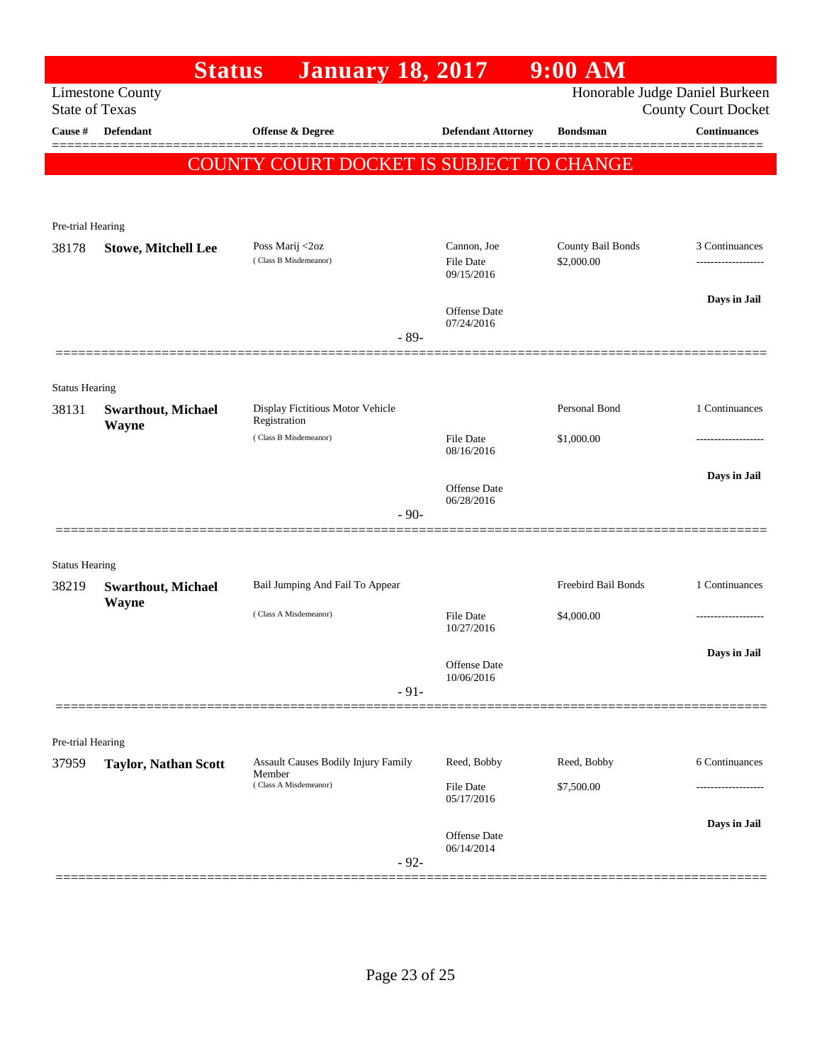# Status January 18, 2017 9:00 AM

Limestone County
State of Texas

Honorable Judge Daniel Burkeen
County Court Docket

| Cause # | Defendant | Offense & Degree | Defendant Attorney | Bondsman | Continuances |
|---|---|---|---|---|---|

**COUNTY COURT DOCKET IS SUBJECT TO CHANGE**

Pre-trial Hearing

| Cause # | Defendant | Offense & Degree | Defendant Attorney | Bondsman | Continuances |
|---|---|---|---|---|---|
| 38178 | **Stowe, Mitchell Lee** | Poss Marij <2oz (Class B Misdemeanor) | Cannon, Joe | County Bail Bonds | 3 Continuances |
| | | | File Date 09/15/2016 | $2,000.00 | ------------------- |
| | | | Offense Date 07/24/2016 | | **Days in Jail** |

- 89-

Status Hearing

| Cause # | Defendant | Offense & Degree | Defendant Attorney | Bondsman | Continuances |
|---|---|---|---|---|---|
| 38131 | **Swarthout, Michael Wayne** | Display Fictitious Motor Vehicle Registration (Class B Misdemeanor) | | Personal Bond | 1 Continuances |
| | | | File Date 08/16/2016 | $1,000.00 | ------------------- |
| | | | Offense Date 06/28/2016 | | **Days in Jail** |

- 90-

Status Hearing

| Cause # | Defendant | Offense & Degree | Defendant Attorney | Bondsman | Continuances |
|---|---|---|---|---|---|
| 38219 | **Swarthout, Michael Wayne** | Bail Jumping And Fail To Appear (Class A Misdemeanor) | | Freebird Bail Bonds | 1 Continuances |
| | | | File Date 10/27/2016 | $4,000.00 | ------------------- |
| | | | Offense Date 10/06/2016 | | **Days in Jail** |

- 91-

Pre-trial Hearing

| Cause # | Defendant | Offense & Degree | Defendant Attorney | Bondsman | Continuances |
|---|---|---|---|---|---|
| 37959 | **Taylor, Nathan Scott** | Assault Causes Bodily Injury Family Member (Class A Misdemeanor) | Reed, Bobby | Reed, Bobby | 6 Continuances |
| | | | File Date 05/17/2016 | $7,500.00 | ------------------- |
| | | | Offense Date 06/14/2014 | | **Days in Jail** |

- 92-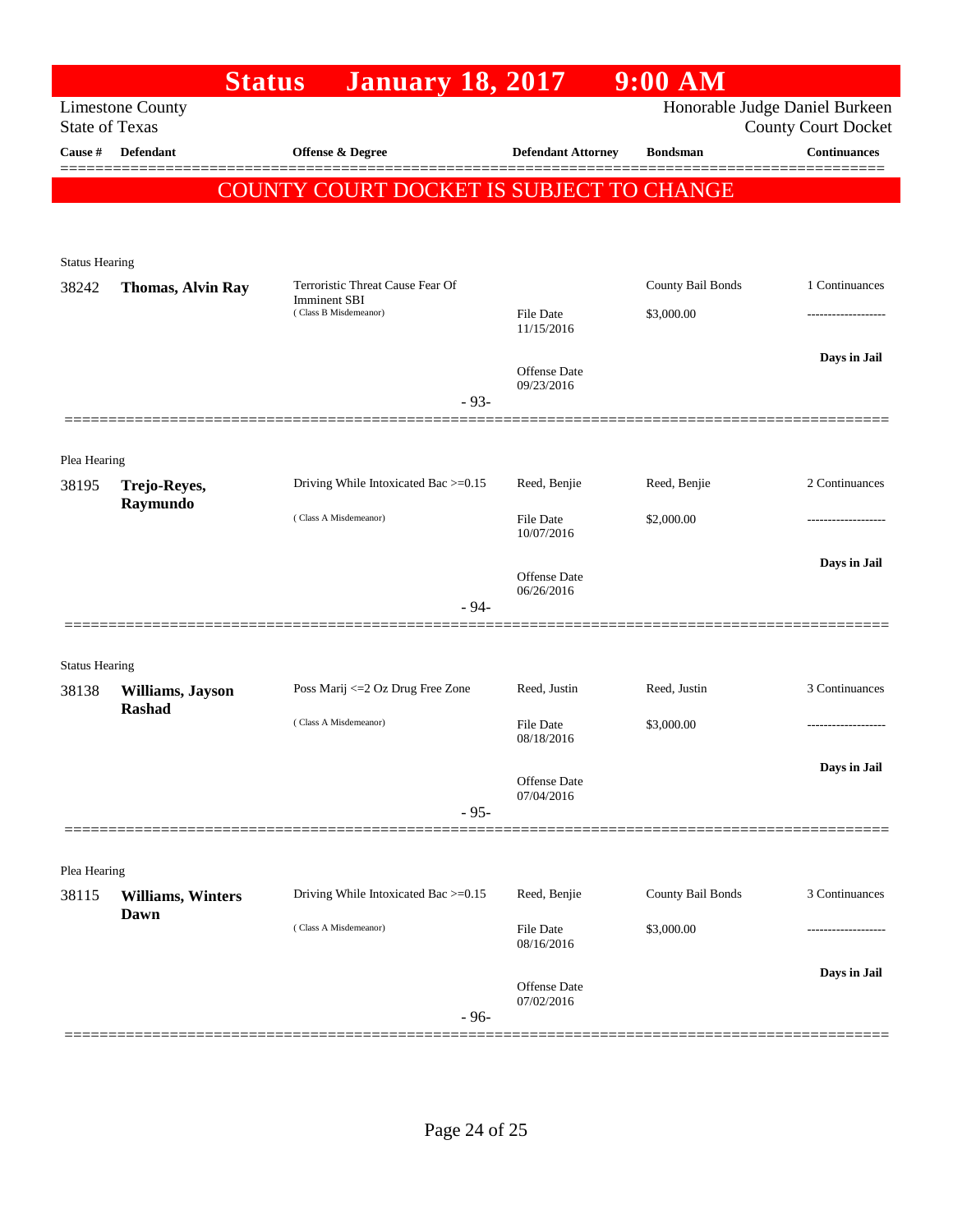# Status January 18, 2017 9:00 AM

Limestone County
State of Texas

Honorable Judge Daniel Burkeen
County Court Docket

| Cause # | Defendant | Offense & Degree | Defendant Attorney | Bondsman | Continuances |
|---|---|---|---|---|---|

## COUNTY COURT DOCKET IS SUBJECT TO CHANGE

**Status Hearing**

| Cause # | Defendant | Offense & Degree | Defendant Attorney | Bondsman | Continuances |
|---|---|---|---|---|---|
| 38242 | **Thomas, Alvin Ray** | Terroristic Threat Cause Fear Of Imminent SBI (Class B Misdemeanor) | File Date 11/15/2016; Offense Date 09/23/2016 | County Bail Bonds $3,000.00 | 1 Continuances; Days in Jail |

- 93-

**Plea Hearing**

| Cause # | Defendant | Offense & Degree | Defendant Attorney | Bondsman | Continuances |
|---|---|---|---|---|---|
| 38195 | **Trejo-Reyes, Raymundo** | Driving While Intoxicated Bac >=0.15 (Class A Misdemeanor) | Reed, Benjie; File Date 10/07/2016; Offense Date 06/26/2016 | Reed, Benjie $2,000.00 | 2 Continuances; Days in Jail |

- 94-

**Status Hearing**

| Cause # | Defendant | Offense & Degree | Defendant Attorney | Bondsman | Continuances |
|---|---|---|---|---|---|
| 38138 | **Williams, Jayson Rashad** | Poss Marij <=2 Oz Drug Free Zone (Class A Misdemeanor) | Reed, Justin; File Date 08/18/2016; Offense Date 07/04/2016 | Reed, Justin $3,000.00 | 3 Continuances; Days in Jail |

- 95-

**Plea Hearing**

| Cause # | Defendant | Offense & Degree | Defendant Attorney | Bondsman | Continuances |
|---|---|---|---|---|---|
| 38115 | **Williams, Winters Dawn** | Driving While Intoxicated Bac >=0.15 (Class A Misdemeanor) | Reed, Benjie; File Date 08/16/2016; Offense Date 07/02/2016 | County Bail Bonds $3,000.00 | 3 Continuances; Days in Jail |

- 96-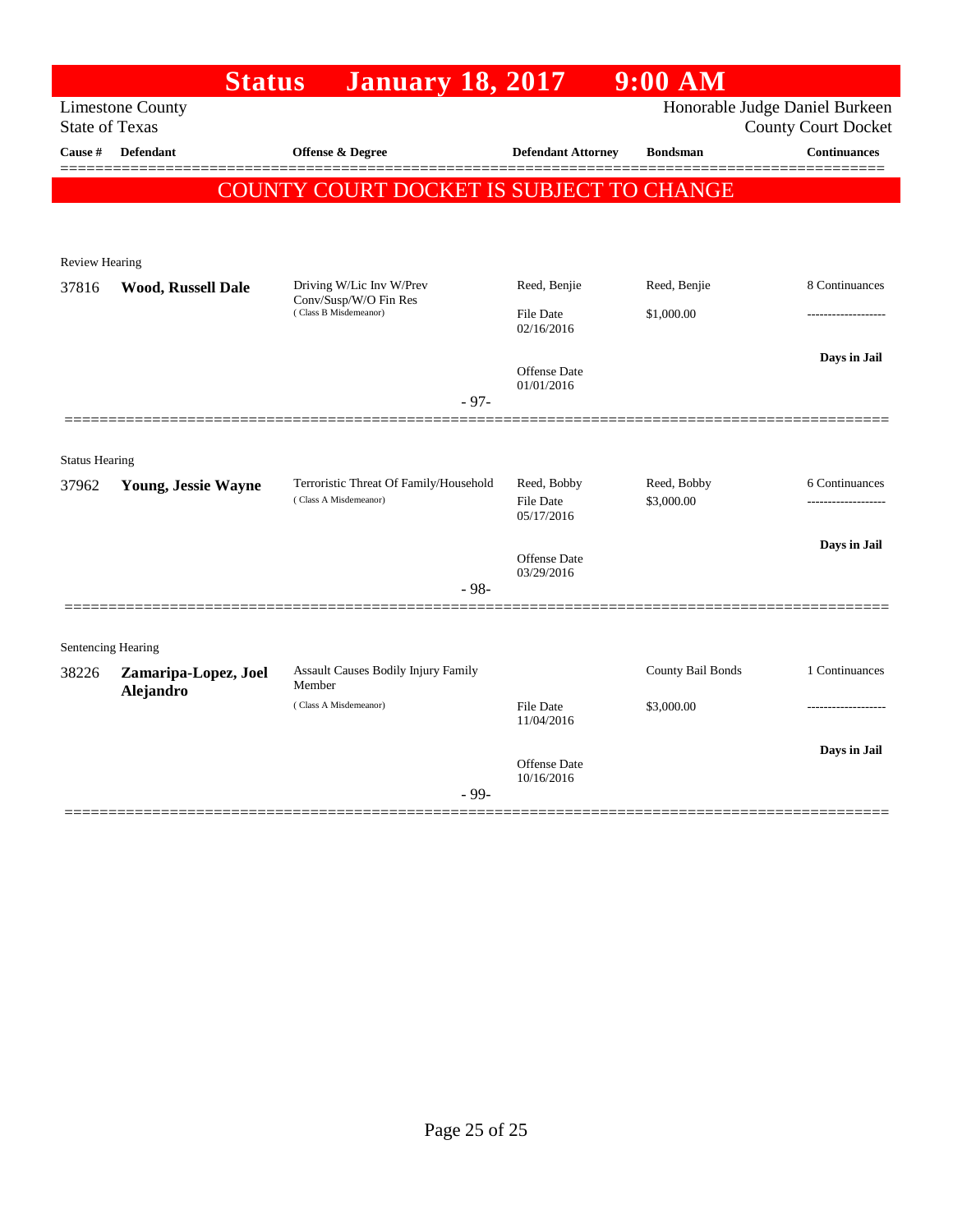# Status January 18, 2017 9:00 AM

Limestone County
State of Texas

Honorable Judge Daniel Burkeen
County Court Docket

| Cause # | Defendant | Offense & Degree | Defendant Attorney | Bondsman | Continuances |
|---|---|---|---|---|---|

**COUNTY COURT DOCKET IS SUBJECT TO CHANGE**

Review Hearing

| Cause # | Defendant | Offense & Degree | Defendant Attorney | Bondsman | Continuances |
|---|---|---|---|---|---|
| 37816 | **Wood, Russell Dale** | Driving W/Lic Inv W/Prev Conv/Susp/W/O Fin Res (Class B Misdemeanor) | Reed, Benjie | Reed, Benjie | 8 Continuances |
| | | | File Date 02/16/2016 | $1,000.00 | ------------------- |
| | | | Offense Date 01/01/2016 | | **Days in Jail** |

- 97-

Status Hearing

| Cause # | Defendant | Offense & Degree | Defendant Attorney | Bondsman | Continuances |
|---|---|---|---|---|---|
| 37962 | **Young, Jessie Wayne** | Terroristic Threat Of Family/Household (Class A Misdemeanor) | Reed, Bobby | Reed, Bobby | 6 Continuances |
| | | | File Date 05/17/2016 | $3,000.00 | ------------------- |
| | | | Offense Date 03/29/2016 | | **Days in Jail** |

- 98-

Sentencing Hearing

| Cause # | Defendant | Offense & Degree | Defendant Attorney | Bondsman | Continuances |
|---|---|---|---|---|---|
| 38226 | **Zamaripa-Lopez, Joel Alejandro** | Assault Causes Bodily Injury Family Member (Class A Misdemeanor) | | County Bail Bonds | 1 Continuances |
| | | | File Date 11/04/2016 | $3,000.00 | ------------------- |
| | | | Offense Date 10/16/2016 | | **Days in Jail** |

- 99-